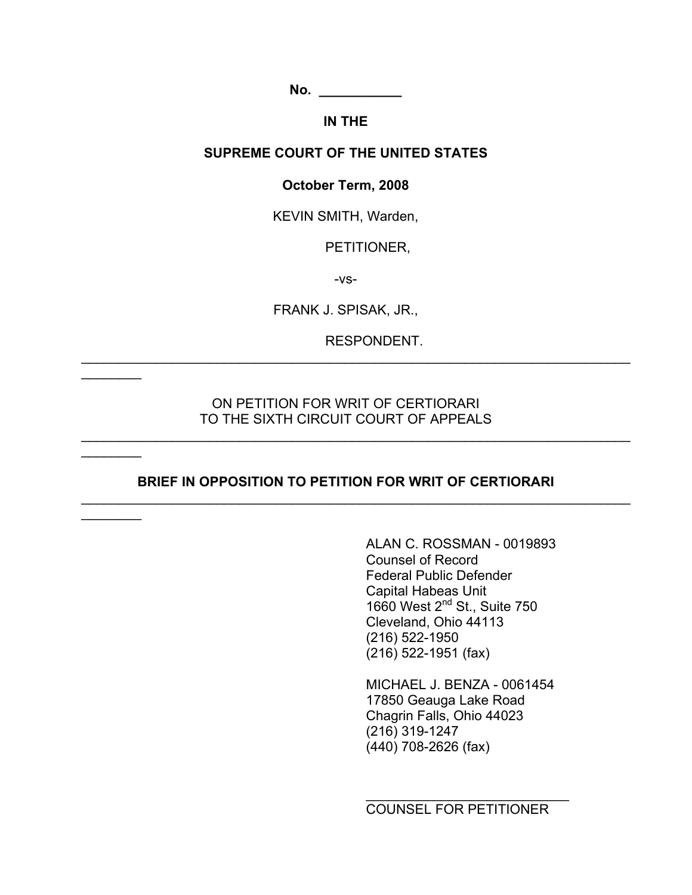No. ___________

IN THE

SUPREME COURT OF THE UNITED STATES

October Term, 2008

KEVIN SMITH, Warden,

PETITIONER,

-vs-

FRANK J. SPISAK, JR.,

RESPONDENT.

---

ON PETITION FOR WRIT OF CERTIORARI
TO THE SIXTH CIRCUIT COURT OF APPEALS

---

**BRIEF IN OPPOSITION TO PETITION FOR WRIT OF CERTIORARI**

---

ALAN C. ROSSMAN - 0019893
Counsel of Record
Federal Public Defender
Capital Habeas Unit
1660 West 2nd St., Suite 750
Cleveland, Ohio 44113
(216) 522-1950
(216) 522-1951 (fax)

MICHAEL J. BENZA - 0061454
17850 Geauga Lake Road
Chagrin Falls, Ohio 44023
(216) 319-1247
(440) 708-2626 (fax)

___________________________
COUNSEL FOR PETITIONER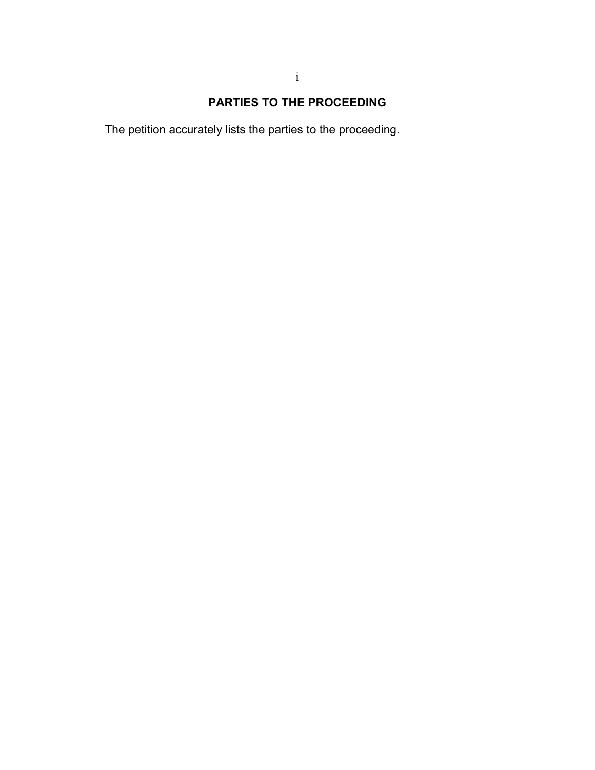## PARTIES TO THE PROCEEDING

The petition accurately lists the parties to the proceeding.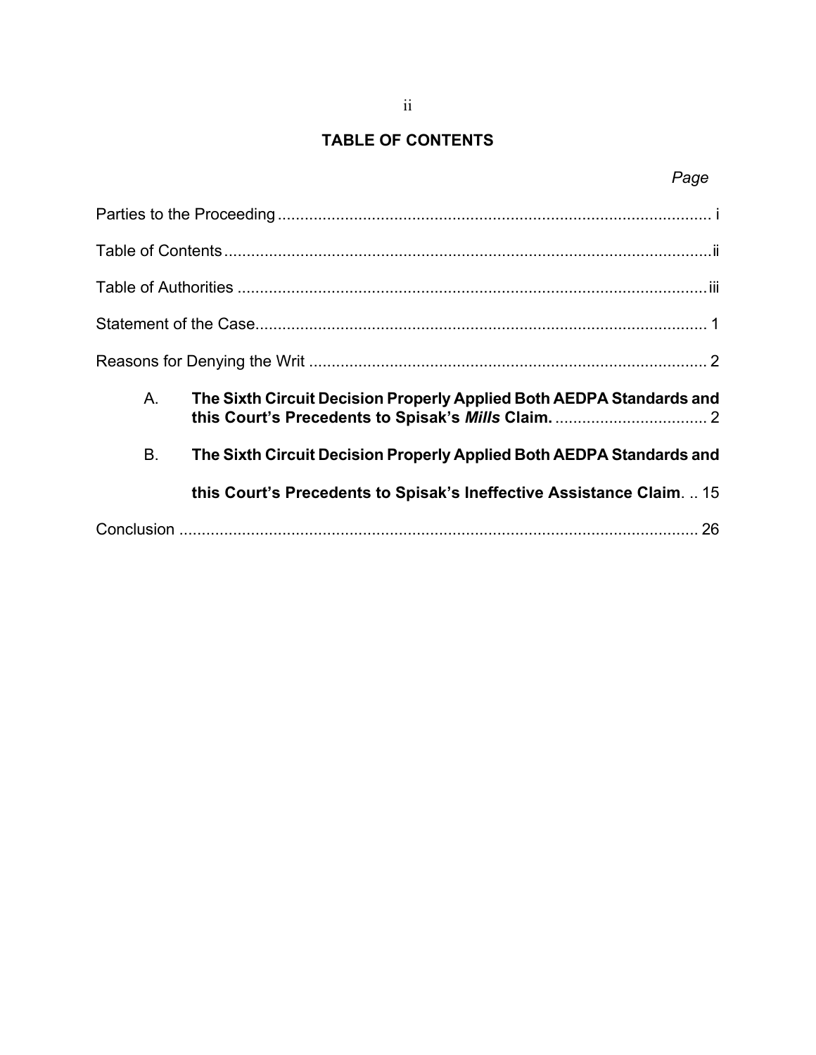## TABLE OF CONTENTS

| | Page |
|---|---|
| Parties to the Proceeding | i |
| Table of Contents | ii |
| Table of Authorities | iii |
| Statement of the Case | 1 |
| Reasons for Denying the Writ | 2 |
| A. **The Sixth Circuit Decision Properly Applied Both AEDPA Standards and this Court's Precedents to Spisak's *Mills* Claim.** | 2 |
| B. **The Sixth Circuit Decision Properly Applied Both AEDPA Standards and this Court's Precedents to Spisak's Ineffective Assistance Claim.** | 15 |
| Conclusion | 26 |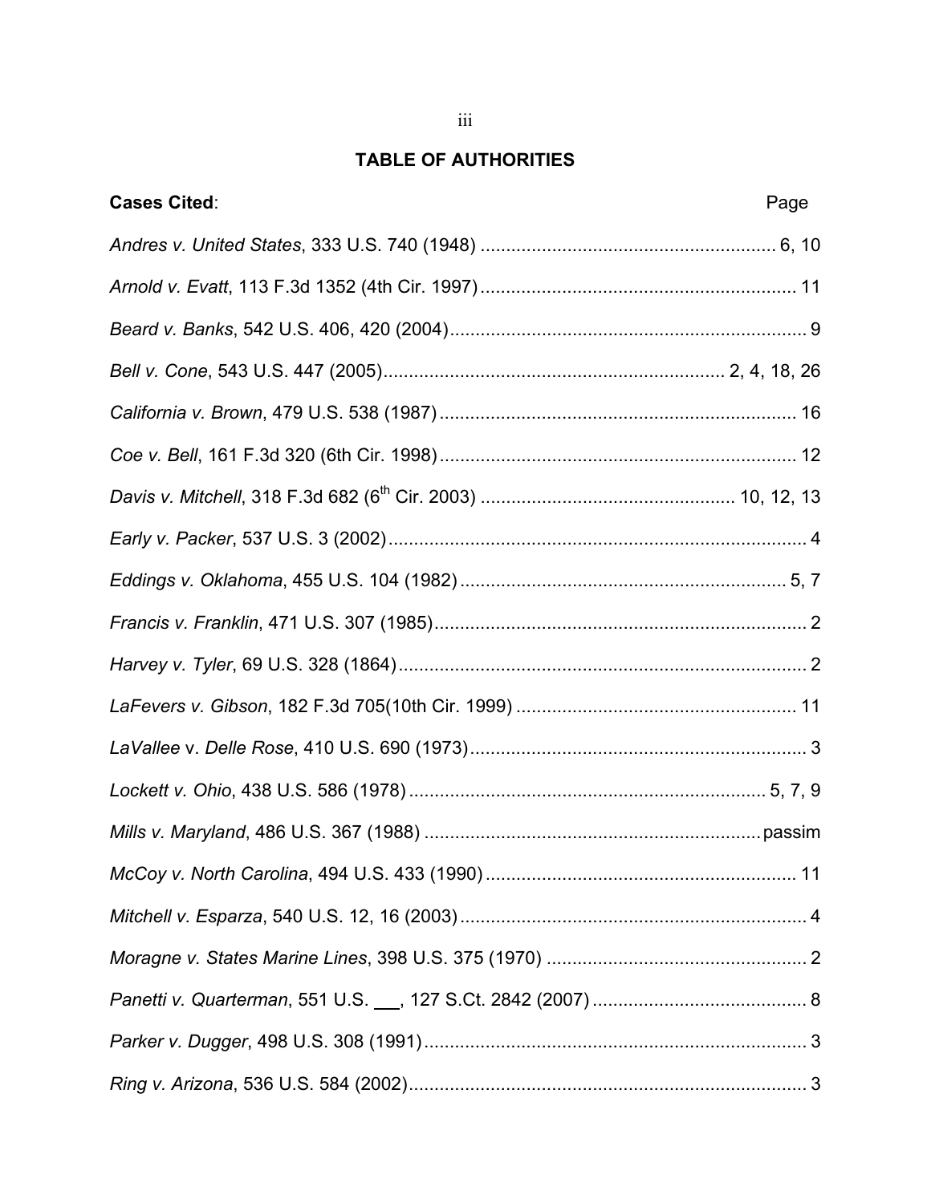## TABLE OF AUTHORITIES

| **Cases Cited**: | Page |
|---|---|
| *Andres v. United States*, 333 U.S. 740 (1948) | 6, 10 |
| *Arnold v. Evatt*, 113 F.3d 1352 (4th Cir. 1997) | 11 |
| *Beard v. Banks*, 542 U.S. 406, 420 (2004) | 9 |
| *Bell v. Cone*, 543 U.S. 447 (2005) | 2, 4, 18, 26 |
| *California v. Brown*, 479 U.S. 538 (1987) | 16 |
| *Coe v. Bell*, 161 F.3d 320 (6th Cir. 1998) | 12 |
| *Davis v. Mitchell*, 318 F.3d 682 (6th Cir. 2003) | 10, 12, 13 |
| *Early v. Packer*, 537 U.S. 3 (2002) | 4 |
| *Eddings v. Oklahoma*, 455 U.S. 104 (1982) | 5, 7 |
| *Francis v. Franklin*, 471 U.S. 307 (1985) | 2 |
| *Harvey v. Tyler*, 69 U.S. 328 (1864) | 2 |
| *LaFevers v. Gibson*, 182 F.3d 705(10th Cir. 1999) | 11 |
| *LaVallee* v. *Delle Rose*, 410 U.S. 690 (1973) | 3 |
| *Lockett v. Ohio*, 438 U.S. 586 (1978) | 5, 7, 9 |
| *Mills v. Maryland*, 486 U.S. 367 (1988) | passim |
| *McCoy v. North Carolina*, 494 U.S. 433 (1990) | 11 |
| *Mitchell v. Esparza*, 540 U.S. 12, 16 (2003) | 4 |
| *Moragne v. States Marine Lines*, 398 U.S. 375 (1970) | 2 |
| *Panetti v. Quarterman*, 551 U.S. ___, 127 S.Ct. 2842 (2007) | 8 |
| *Parker v. Dugger*, 498 U.S. 308 (1991) | 3 |
| *Ring v. Arizona*, 536 U.S. 584 (2002) | 3 |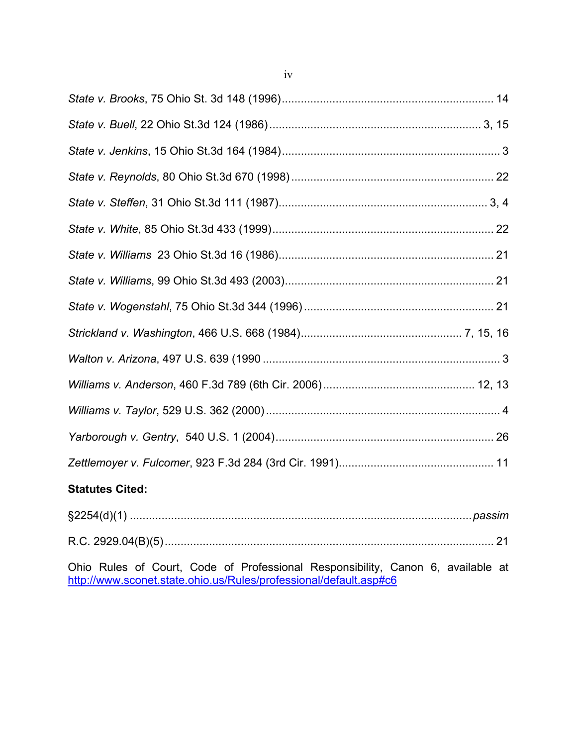*State v. Brooks*, 75 Ohio St. 3d 148 (1996)................................................................... 14

*State v. Buell*, 22 Ohio St.3d 124 (1986)................................................................. 3, 15

*State v. Jenkins*, 15 Ohio St.3d 164 (1984)..................................................................... 3

*State v. Reynolds*, 80 Ohio St.3d 670 (1998)................................................................ 22

*State v. Steffen*, 31 Ohio St.3d 111 (1987)................................................................. 3, 4

*State v. White*, 85 Ohio St.3d 433 (1999)...................................................................... 22

*State v. Williams* 23 Ohio St.3d 16 (1986).................................................................... 21

*State v. Williams*, 99 Ohio St.3d 493 (2003).................................................................. 21

*State v. Wogenstahl*, 75 Ohio St.3d 344 (1996)............................................................ 21

*Strickland v. Washington*, 466 U.S. 668 (1984).................................................. 7, 15, 16

*Walton v. Arizona*, 497 U.S. 639 (1990 ........................................................................... 3

*Williams v. Anderson*, 460 F.3d 789 (6th Cir. 2006)................................................ 12, 13

*Williams v. Taylor*, 529 U.S. 362 (2000).......................................................................... 4

*Yarborough v. Gentry*, 540 U.S. 1 (2004)..................................................................... 26

*Zettlemoyer v. Fulcomer*, 923 F.3d 284 (3rd Cir. 1991)................................................. 11

**Statutes Cited:**

§2254(d)(1) ............................................................................................................*passim*

R.C. 2929.04(B)(5)......................................................................................................... 21

Ohio Rules of Court, Code of Professional Responsibility, Canon 6, available at http://www.sconet.state.ohio.us/Rules/professional/default.asp#c6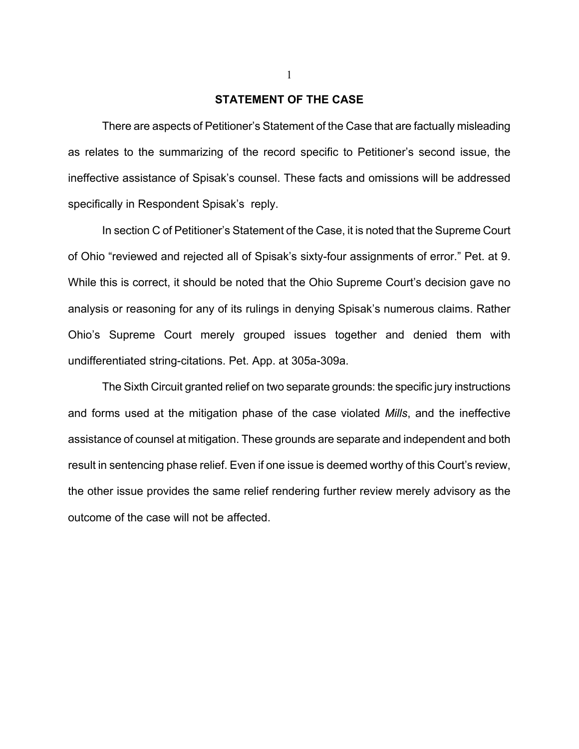## STATEMENT OF THE CASE

There are aspects of Petitioner's Statement of the Case that are factually misleading as relates to the summarizing of the record specific to Petitioner's second issue, the ineffective assistance of Spisak's counsel. These facts and omissions will be addressed specifically in Respondent Spisak's reply.

In section C of Petitioner's Statement of the Case, it is noted that the Supreme Court of Ohio "reviewed and rejected all of Spisak's sixty-four assignments of error." Pet. at 9. While this is correct, it should be noted that the Ohio Supreme Court's decision gave no analysis or reasoning for any of its rulings in denying Spisak's numerous claims. Rather Ohio's Supreme Court merely grouped issues together and denied them with undifferentiated string-citations. Pet. App. at 305a-309a.

The Sixth Circuit granted relief on two separate grounds: the specific jury instructions and forms used at the mitigation phase of the case violated *Mills*, and the ineffective assistance of counsel at mitigation. These grounds are separate and independent and both result in sentencing phase relief. Even if one issue is deemed worthy of this Court's review, the other issue provides the same relief rendering further review merely advisory as the outcome of the case will not be affected.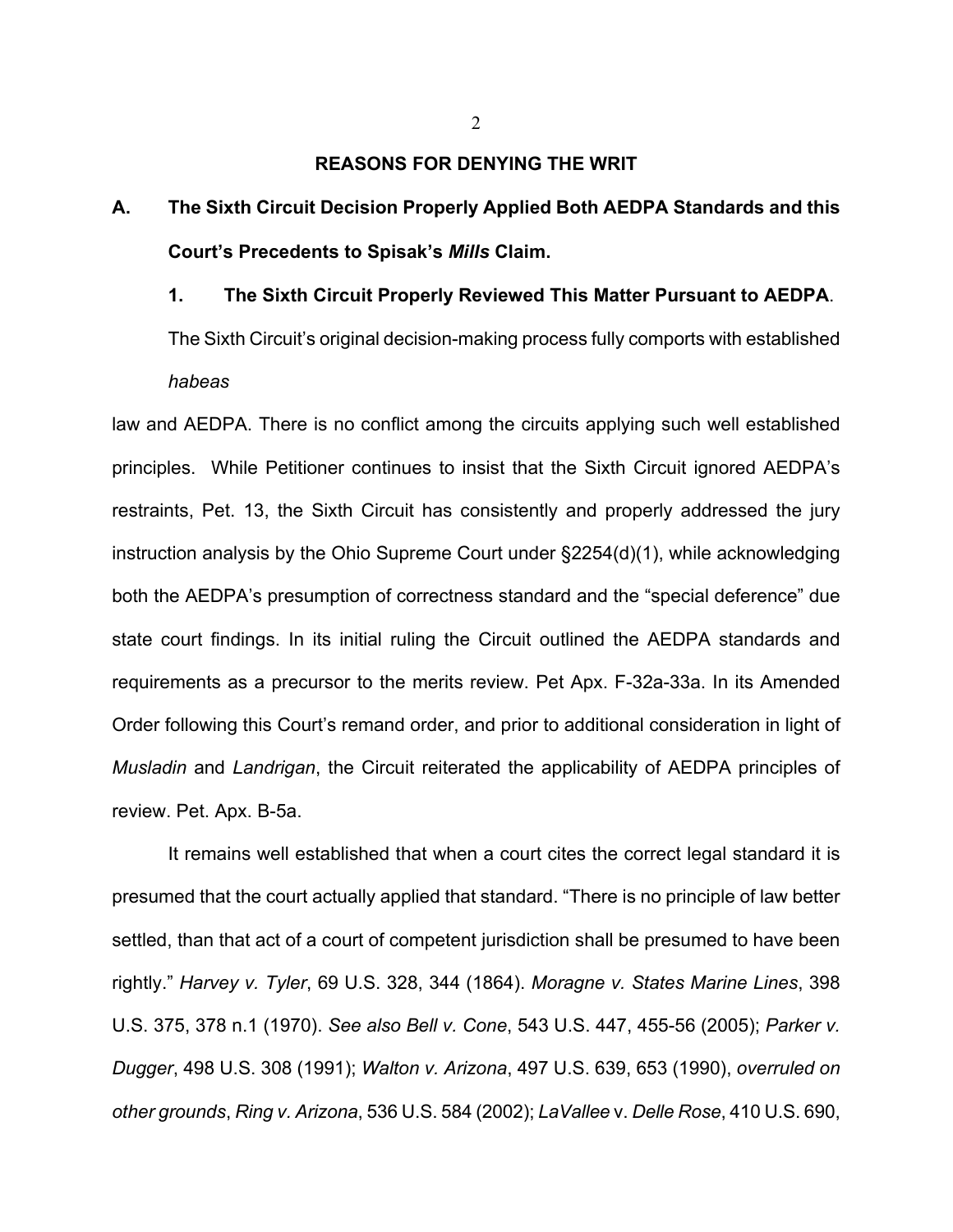## REASONS FOR DENYING THE WRIT

### A. The Sixth Circuit Decision Properly Applied Both AEDPA Standards and this Court's Precedents to Spisak's *Mills* Claim.

#### 1. The Sixth Circuit Properly Reviewed This Matter Pursuant to AEDPA.

The Sixth Circuit's original decision-making process fully comports with established *habeas* law and AEDPA. There is no conflict among the circuits applying such well established principles. While Petitioner continues to insist that the Sixth Circuit ignored AEDPA's restraints, Pet. 13, the Sixth Circuit has consistently and properly addressed the jury instruction analysis by the Ohio Supreme Court under §2254(d)(1), while acknowledging both the AEDPA's presumption of correctness standard and the "special deference" due state court findings. In its initial ruling the Circuit outlined the AEDPA standards and requirements as a precursor to the merits review. Pet Apx. F-32a-33a. In its Amended Order following this Court's remand order, and prior to additional consideration in light of *Musladin* and *Landrigan*, the Circuit reiterated the applicability of AEDPA principles of review. Pet. Apx. B-5a.

It remains well established that when a court cites the correct legal standard it is presumed that the court actually applied that standard. "There is no principle of law better settled, than that act of a court of competent jurisdiction shall be presumed to have been rightly." *Harvey v. Tyler*, 69 U.S. 328, 344 (1864). *Moragne v. States Marine Lines*, 398 U.S. 375, 378 n.1 (1970). *See also Bell v. Cone*, 543 U.S. 447, 455-56 (2005); *Parker v. Dugger*, 498 U.S. 308 (1991); *Walton v. Arizona*, 497 U.S. 639, 653 (1990), *overruled on other grounds*, *Ring v. Arizona*, 536 U.S. 584 (2002); *LaVallee* v. *Delle Rose*, 410 U.S. 690,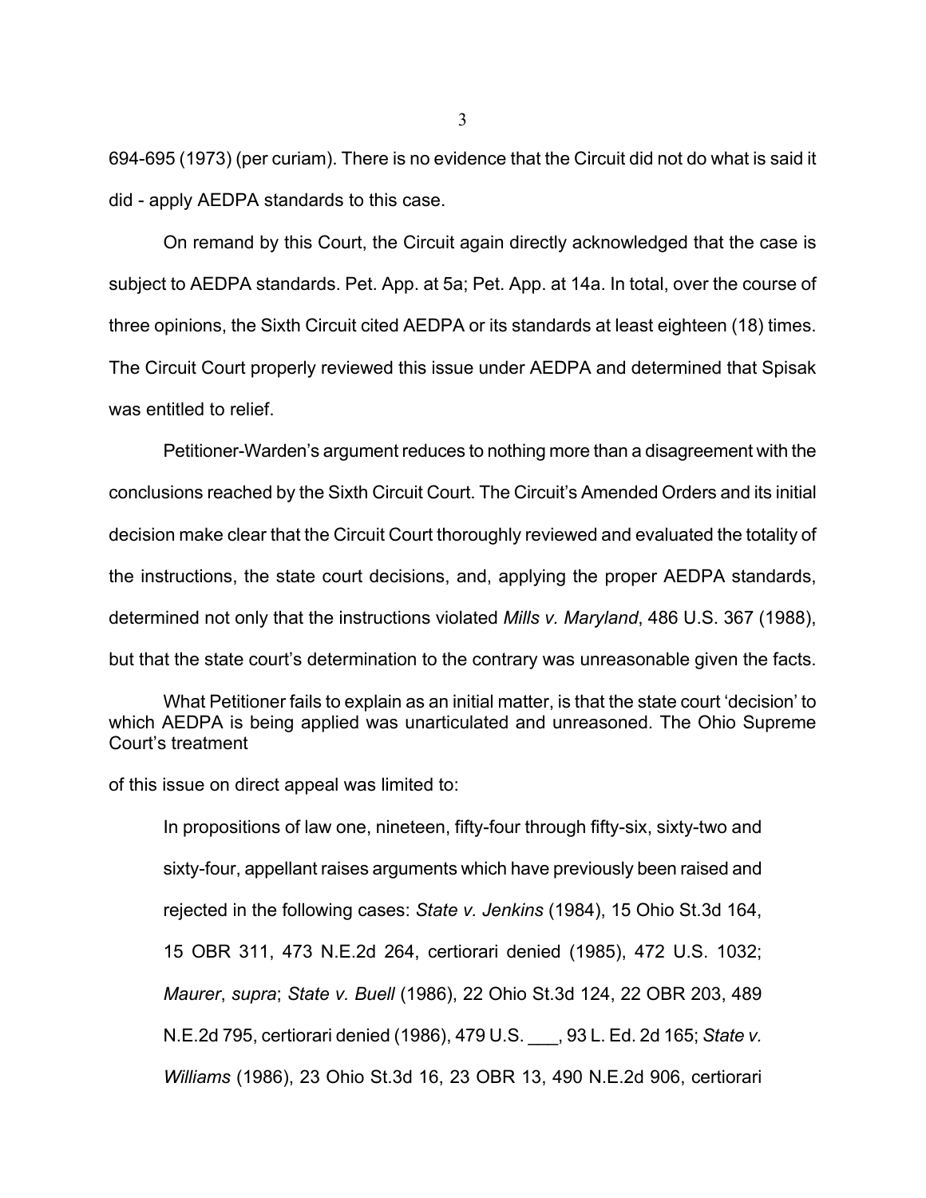694-695 (1973) (per curiam). There is no evidence that the Circuit did not do what is said it did - apply AEDPA standards to this case.

On remand by this Court, the Circuit again directly acknowledged that the case is subject to AEDPA standards. Pet. App. at 5a; Pet. App. at 14a. In total, over the course of three opinions, the Sixth Circuit cited AEDPA or its standards at least eighteen (18) times. The Circuit Court properly reviewed this issue under AEDPA and determined that Spisak was entitled to relief.

Petitioner-Warden's argument reduces to nothing more than a disagreement with the conclusions reached by the Sixth Circuit Court. The Circuit's Amended Orders and its initial decision make clear that the Circuit Court thoroughly reviewed and evaluated the totality of the instructions, the state court decisions, and, applying the proper AEDPA standards, determined not only that the instructions violated *Mills v. Maryland*, 486 U.S. 367 (1988), but that the state court's determination to the contrary was unreasonable given the facts.

What Petitioner fails to explain as an initial matter, is that the state court 'decision' to which AEDPA is being applied was unarticulated and unreasoned. The Ohio Supreme Court's treatment of this issue on direct appeal was limited to:

> In propositions of law one, nineteen, fifty-four through fifty-six, sixty-two and sixty-four, appellant raises arguments which have previously been raised and rejected in the following cases: *State v. Jenkins* (1984), 15 Ohio St.3d 164, 15 OBR 311, 473 N.E.2d 264, certiorari denied (1985), 472 U.S. 1032; *Maurer*, *supra*; *State v. Buell* (1986), 22 Ohio St.3d 124, 22 OBR 203, 489 N.E.2d 795, certiorari denied (1986), 479 U.S. ___, 93 L. Ed. 2d 165; *State v. Williams* (1986), 23 Ohio St.3d 16, 23 OBR 13, 490 N.E.2d 906, certiorari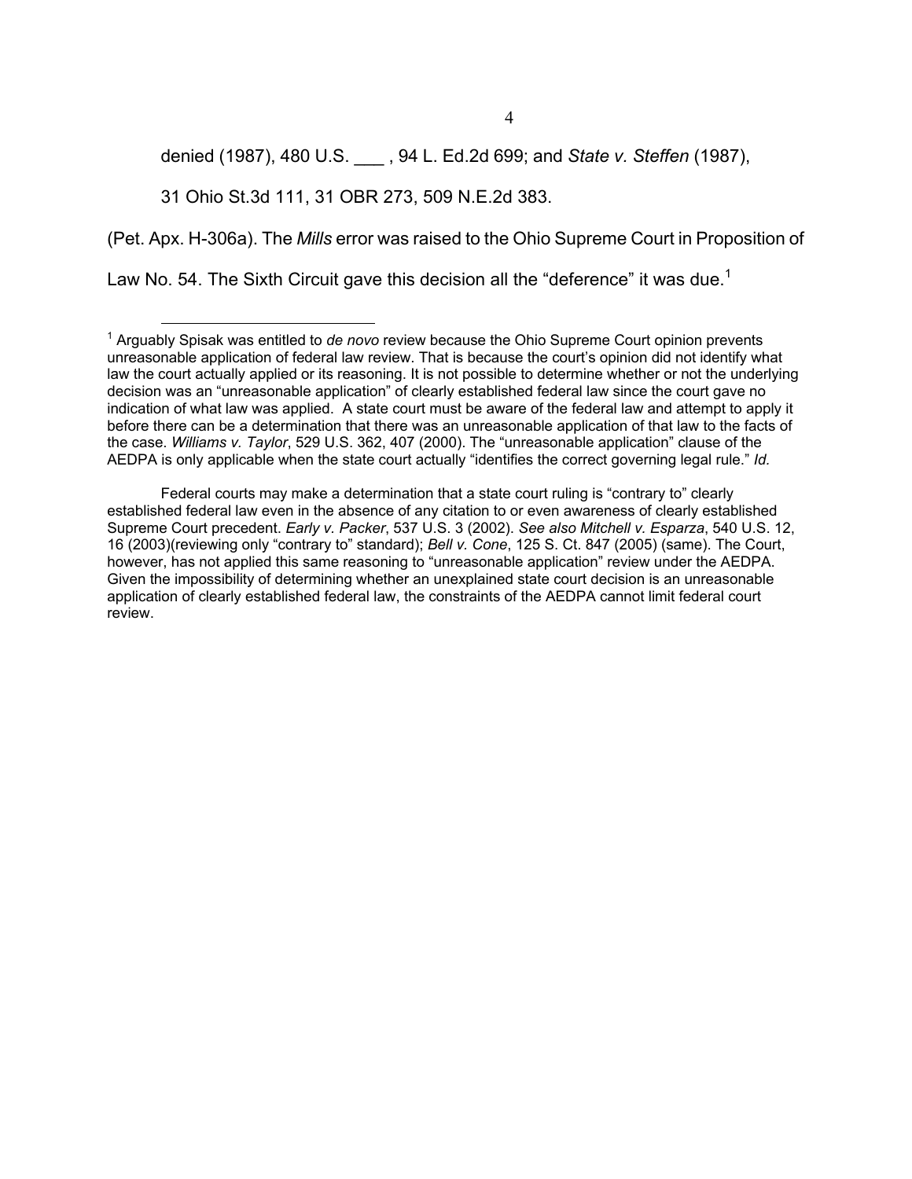denied (1987), 480 U.S. ___ , 94 L. Ed.2d 699; and *State v. Steffen* (1987),

31 Ohio St.3d 111, 31 OBR 273, 509 N.E.2d 383.

(Pet. Apx. H-306a). The *Mills* error was raised to the Ohio Supreme Court in Proposition of Law No. 54. The Sixth Circuit gave this decision all the "deference" it was due.[1]

---

[1] Arguably Spisak was entitled to *de novo* review because the Ohio Supreme Court opinion prevents unreasonable application of federal law review. That is because the court's opinion did not identify what law the court actually applied or its reasoning. It is not possible to determine whether or not the underlying decision was an "unreasonable application" of clearly established federal law since the court gave no indication of what law was applied. A state court must be aware of the federal law and attempt to apply it before there can be a determination that there was an unreasonable application of that law to the facts of the case. *Williams v. Taylor*, 529 U.S. 362, 407 (2000). The "unreasonable application" clause of the AEDPA is only applicable when the state court actually "identifies the correct governing legal rule." *Id.*

Federal courts may make a determination that a state court ruling is "contrary to" clearly established federal law even in the absence of any citation to or even awareness of clearly established Supreme Court precedent. *Early v. Packer*, 537 U.S. 3 (2002). *See also Mitchell v. Esparza*, 540 U.S. 12, 16 (2003)(reviewing only "contrary to" standard); *Bell v. Cone*, 125 S. Ct. 847 (2005) (same). The Court, however, has not applied this same reasoning to "unreasonable application" review under the AEDPA. Given the impossibility of determining whether an unexplained state court decision is an unreasonable application of clearly established federal law, the constraints of the AEDPA cannot limit federal court review.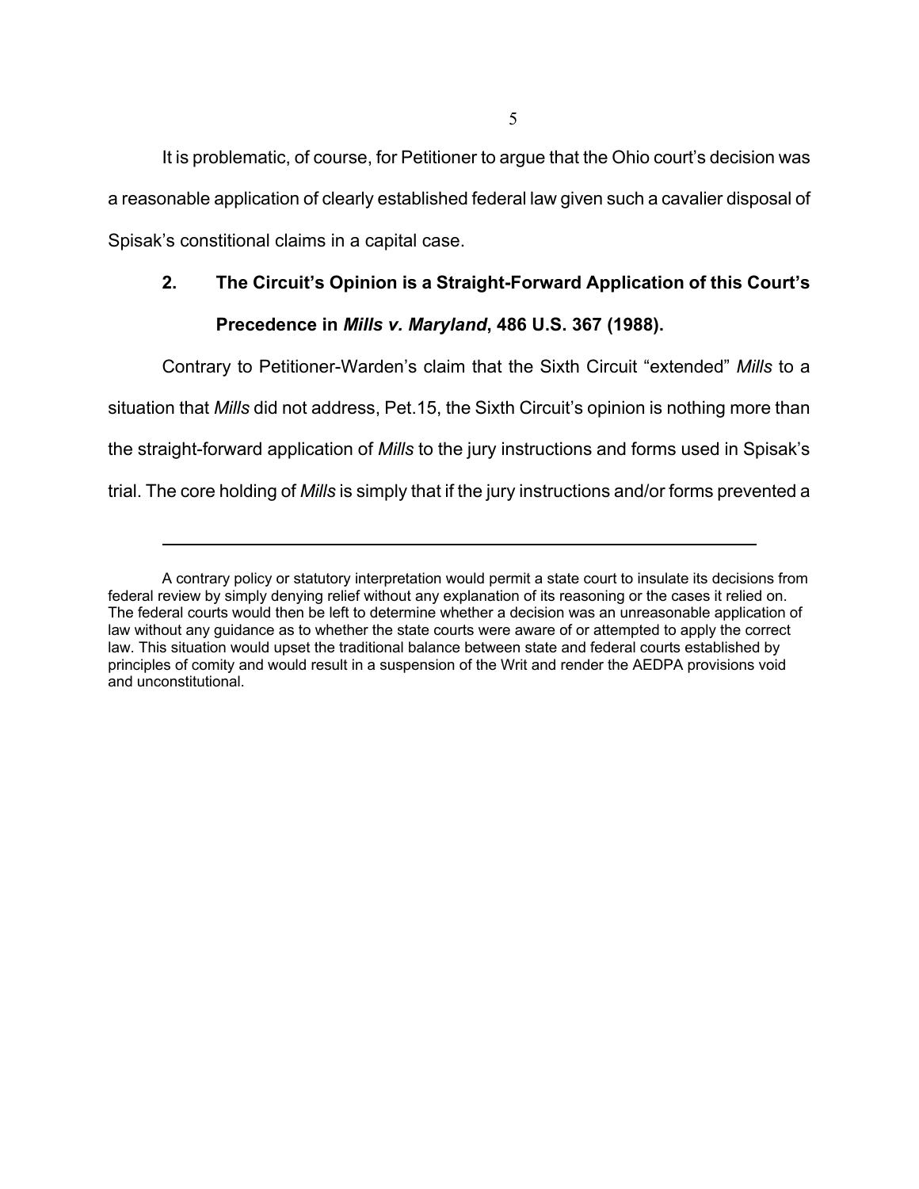It is problematic, of course, for Petitioner to argue that the Ohio court's decision was a reasonable application of clearly established federal law given such a cavalier disposal of Spisak's constitional claims in a capital case.

### 2. The Circuit's Opinion is a Straight-Forward Application of this Court's Precedence in *Mills v. Maryland*, 486 U.S. 367 (1988).

Contrary to Petitioner-Warden's claim that the Sixth Circuit "extended" *Mills* to a situation that *Mills* did not address, Pet.15, the Sixth Circuit's opinion is nothing more than the straight-forward application of *Mills* to the jury instructions and forms used in Spisak's trial. The core holding of *Mills* is simply that if the jury instructions and/or forms prevented a

---

A contrary policy or statutory interpretation would permit a state court to insulate its decisions from federal review by simply denying relief without any explanation of its reasoning or the cases it relied on. The federal courts would then be left to determine whether a decision was an unreasonable application of law without any guidance as to whether the state courts were aware of or attempted to apply the correct law. This situation would upset the traditional balance between state and federal courts established by principles of comity and would result in a suspension of the Writ and render the AEDPA provisions void and unconstitutional.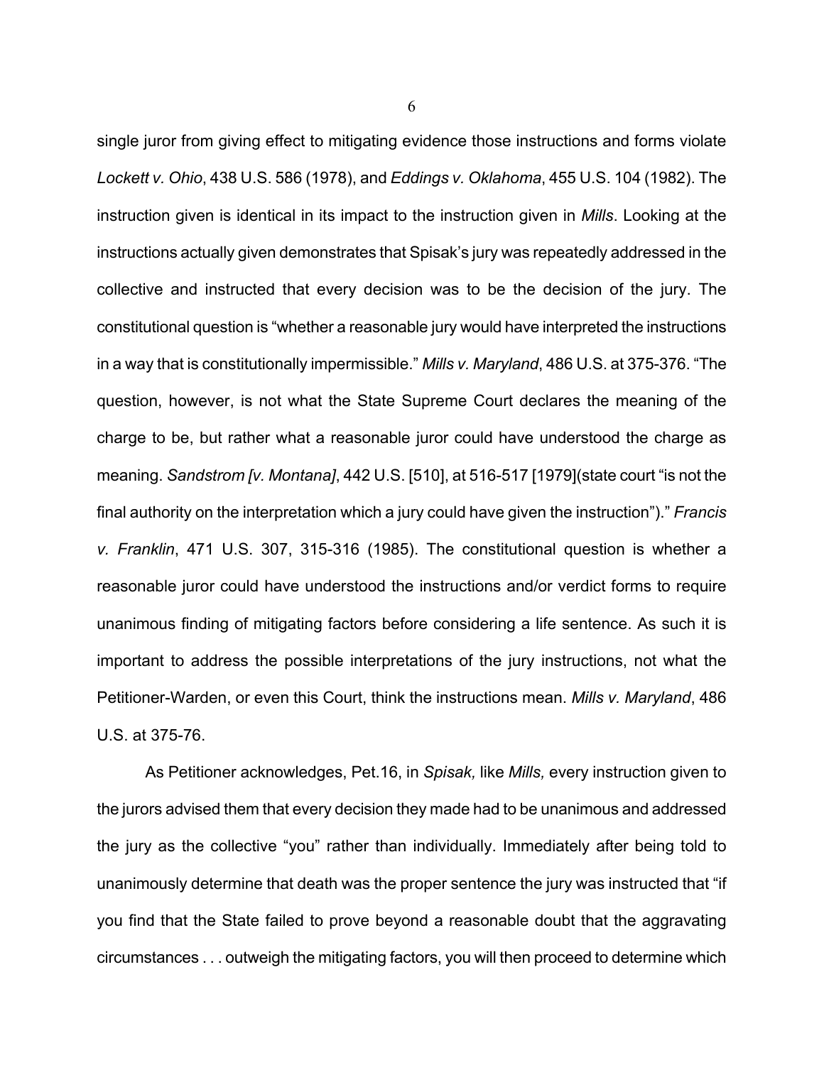single juror from giving effect to mitigating evidence those instructions and forms violate *Lockett v. Ohio*, 438 U.S. 586 (1978), and *Eddings v. Oklahoma*, 455 U.S. 104 (1982). The instruction given is identical in its impact to the instruction given in *Mills*. Looking at the instructions actually given demonstrates that Spisak's jury was repeatedly addressed in the collective and instructed that every decision was to be the decision of the jury. The constitutional question is "whether a reasonable jury would have interpreted the instructions in a way that is constitutionally impermissible." *Mills v. Maryland*, 486 U.S. at 375-376. "The question, however, is not what the State Supreme Court declares the meaning of the charge to be, but rather what a reasonable juror could have understood the charge as meaning. *Sandstrom [v. Montana]*, 442 U.S. [510], at 516-517 [1979](state court "is not the final authority on the interpretation which a jury could have given the instruction")." *Francis v. Franklin*, 471 U.S. 307, 315-316 (1985). The constitutional question is whether a reasonable juror could have understood the instructions and/or verdict forms to require unanimous finding of mitigating factors before considering a life sentence. As such it is important to address the possible interpretations of the jury instructions, not what the Petitioner-Warden, or even this Court, think the instructions mean. *Mills v. Maryland*, 486 U.S. at 375-76.

As Petitioner acknowledges, Pet.16, in *Spisak,* like *Mills,* every instruction given to the jurors advised them that every decision they made had to be unanimous and addressed the jury as the collective "you" rather than individually. Immediately after being told to unanimously determine that death was the proper sentence the jury was instructed that "if you find that the State failed to prove beyond a reasonable doubt that the aggravating circumstances . . . outweigh the mitigating factors, you will then proceed to determine which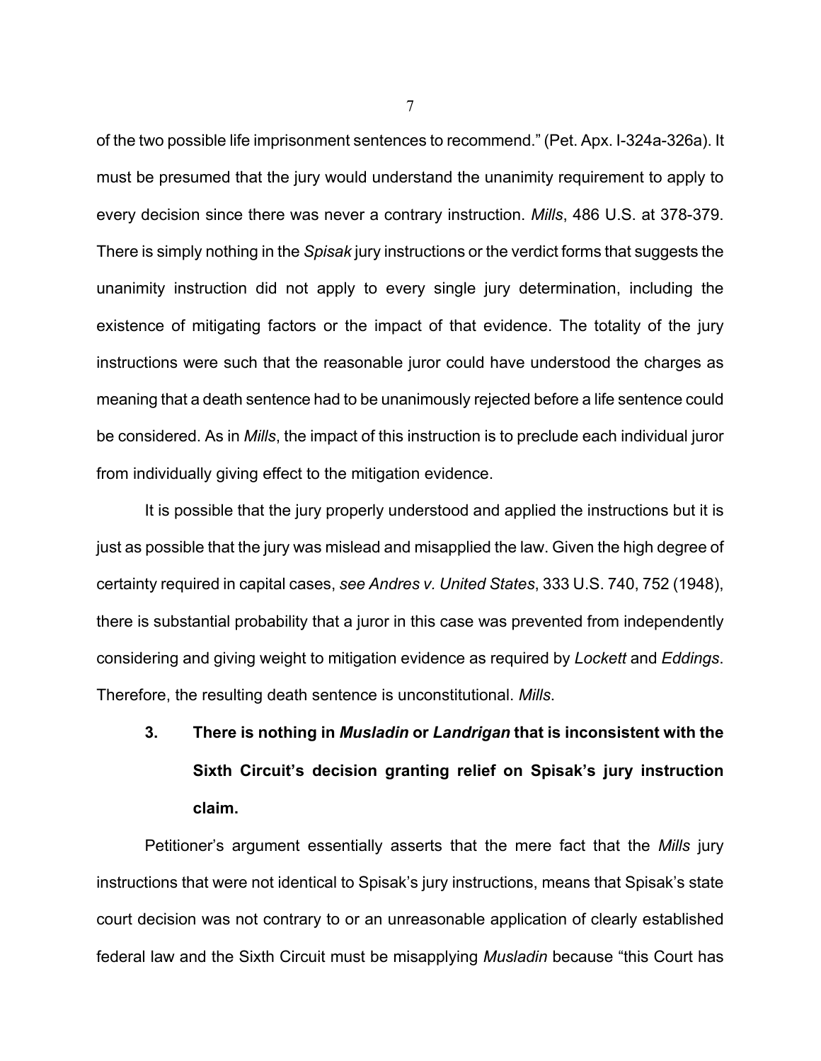of the two possible life imprisonment sentences to recommend." (Pet. Apx. I-324a-326a). It must be presumed that the jury would understand the unanimity requirement to apply to every decision since there was never a contrary instruction. *Mills*, 486 U.S. at 378-379. There is simply nothing in the *Spisak* jury instructions or the verdict forms that suggests the unanimity instruction did not apply to every single jury determination, including the existence of mitigating factors or the impact of that evidence. The totality of the jury instructions were such that the reasonable juror could have understood the charges as meaning that a death sentence had to be unanimously rejected before a life sentence could be considered. As in *Mills*, the impact of this instruction is to preclude each individual juror from individually giving effect to the mitigation evidence.

It is possible that the jury properly understood and applied the instructions but it is just as possible that the jury was mislead and misapplied the law. Given the high degree of certainty required in capital cases, *see Andres v. United States*, 333 U.S. 740, 752 (1948), there is substantial probability that a juror in this case was prevented from independently considering and giving weight to mitigation evidence as required by *Lockett* and *Eddings*. Therefore, the resulting death sentence is unconstitutional. *Mills*.

### 3. There is nothing in *Musladin* or *Landrigan* that is inconsistent with the Sixth Circuit's decision granting relief on Spisak's jury instruction claim.

Petitioner's argument essentially asserts that the mere fact that the *Mills* jury instructions that were not identical to Spisak's jury instructions, means that Spisak's state court decision was not contrary to or an unreasonable application of clearly established federal law and the Sixth Circuit must be misapplying *Musladin* because "this Court has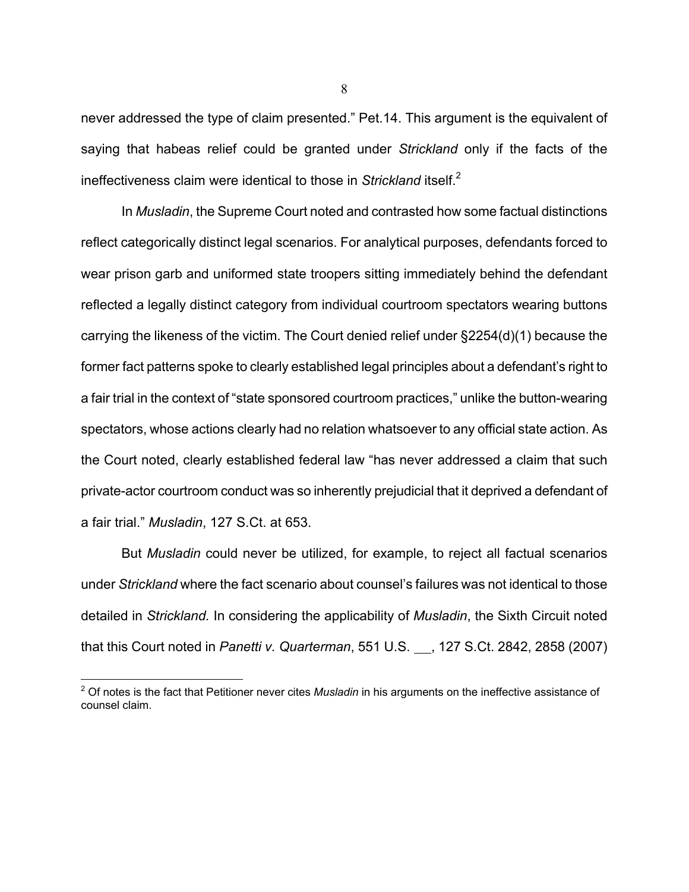never addressed the type of claim presented." Pet.14. This argument is the equivalent of saying that habeas relief could be granted under *Strickland* only if the facts of the ineffectiveness claim were identical to those in *Strickland* itself.[2]

In *Musladin*, the Supreme Court noted and contrasted how some factual distinctions reflect categorically distinct legal scenarios. For analytical purposes, defendants forced to wear prison garb and uniformed state troopers sitting immediately behind the defendant reflected a legally distinct category from individual courtroom spectators wearing buttons carrying the likeness of the victim. The Court denied relief under §2254(d)(1) because the former fact patterns spoke to clearly established legal principles about a defendant's right to a fair trial in the context of "state sponsored courtroom practices," unlike the button-wearing spectators, whose actions clearly had no relation whatsoever to any official state action. As the Court noted, clearly established federal law "has never addressed a claim that such private-actor courtroom conduct was so inherently prejudicial that it deprived a defendant of a fair trial." *Musladin*, 127 S.Ct. at 653.

But *Musladin* could never be utilized, for example, to reject all factual scenarios under *Strickland* where the fact scenario about counsel's failures was not identical to those detailed in *Strickland.* In considering the applicability of *Musladin*, the Sixth Circuit noted that this Court noted in *Panetti v. Quarterman*, 551 U.S. \_\_, 127 S.Ct. 2842, 2858 (2007)

[2] Of notes is the fact that Petitioner never cites *Musladin* in his arguments on the ineffective assistance of counsel claim.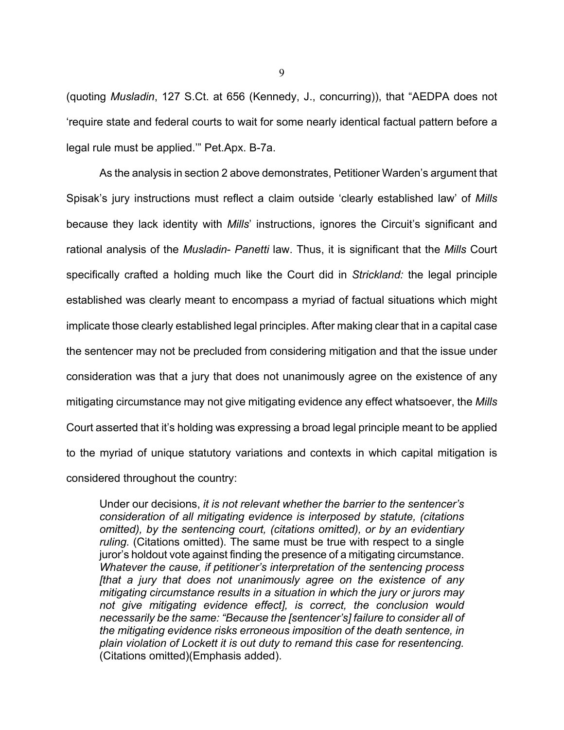(quoting *Musladin*, 127 S.Ct. at 656 (Kennedy, J., concurring)), that "AEDPA does not 'require state and federal courts to wait for some nearly identical factual pattern before a legal rule must be applied.'" Pet.Apx. B-7a.

As the analysis in section 2 above demonstrates, Petitioner Warden's argument that Spisak's jury instructions must reflect a claim outside 'clearly established law' of *Mills* because they lack identity with *Mills*' instructions, ignores the Circuit's significant and rational analysis of the *Musladin*- *Panetti* law. Thus, it is significant that the *Mills* Court specifically crafted a holding much like the Court did in *Strickland:* the legal principle established was clearly meant to encompass a myriad of factual situations which might implicate those clearly established legal principles. After making clear that in a capital case the sentencer may not be precluded from considering mitigation and that the issue under consideration was that a jury that does not unanimously agree on the existence of any mitigating circumstance may not give mitigating evidence any effect whatsoever, the *Mills* Court asserted that it's holding was expressing a broad legal principle meant to be applied to the myriad of unique statutory variations and contexts in which capital mitigation is considered throughout the country:

> Under our decisions, *it is not relevant whether the barrier to the sentencer's consideration of all mitigating evidence is interposed by statute, (citations omitted), by the sentencing court, (citations omitted), or by an evidentiary ruling.* (Citations omitted). The same must be true with respect to a single juror's holdout vote against finding the presence of a mitigating circumstance. *Whatever the cause, if petitioner's interpretation of the sentencing process [that a jury that does not unanimously agree on the existence of any mitigating circumstance results in a situation in which the jury or jurors may not give mitigating evidence effect], is correct, the conclusion would necessarily be the same: "Because the [sentencer's] failure to consider all of the mitigating evidence risks erroneous imposition of the death sentence, in plain violation of Lockett it is out duty to remand this case for resentencing.* (Citations omitted)(Emphasis added).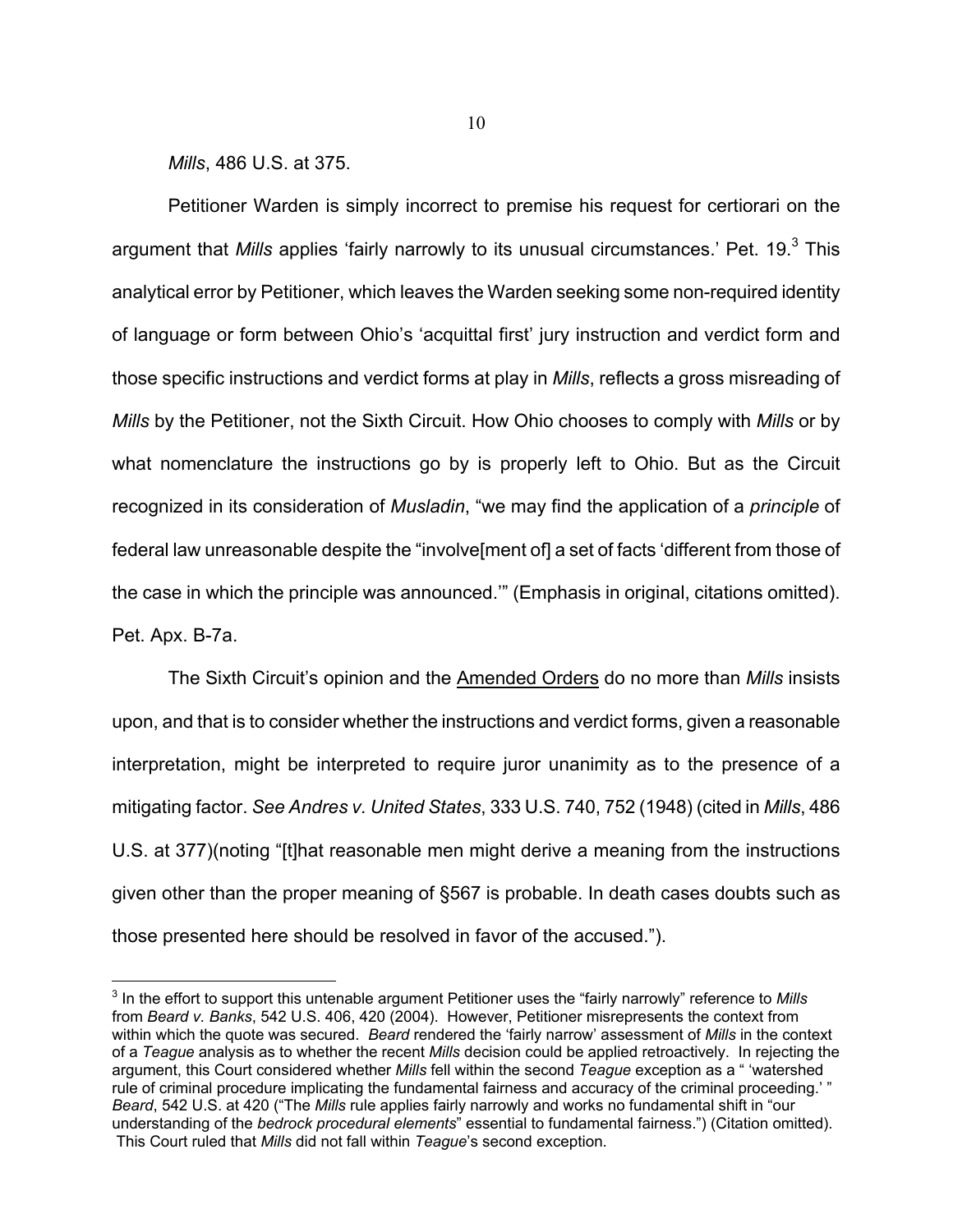*Mills*, 486 U.S. at 375.

Petitioner Warden is simply incorrect to premise his request for certiorari on the argument that *Mills* applies 'fairly narrowly to its unusual circumstances.' Pet. 19.[3] This analytical error by Petitioner, which leaves the Warden seeking some non-required identity of language or form between Ohio's 'acquittal first' jury instruction and verdict form and those specific instructions and verdict forms at play in *Mills*, reflects a gross misreading of *Mills* by the Petitioner, not the Sixth Circuit. How Ohio chooses to comply with *Mills* or by what nomenclature the instructions go by is properly left to Ohio. But as the Circuit recognized in its consideration of *Musladin*, "we may find the application of a *principle* of federal law unreasonable despite the "involve[ment of] a set of facts 'different from those of the case in which the principle was announced.'" (Emphasis in original, citations omitted). Pet. Apx. B-7a.

The Sixth Circuit's opinion and the <u>Amended Orders</u> do no more than *Mills* insists upon, and that is to consider whether the instructions and verdict forms, given a reasonable interpretation, might be interpreted to require juror unanimity as to the presence of a mitigating factor. *See Andres v. United States*, 333 U.S. 740, 752 (1948) (cited in *Mills*, 486 U.S. at 377)(noting "[t]hat reasonable men might derive a meaning from the instructions given other than the proper meaning of §567 is probable. In death cases doubts such as those presented here should be resolved in favor of the accused.").

---

[3] In the effort to support this untenable argument Petitioner uses the "fairly narrowly" reference to *Mills* from *Beard v. Banks*, 542 U.S. 406, 420 (2004). However, Petitioner misrepresents the context from within which the quote was secured. *Beard* rendered the 'fairly narrow' assessment of *Mills* in the context of a *Teague* analysis as to whether the recent *Mills* decision could be applied retroactively. In rejecting the argument, this Court considered whether *Mills* fell within the second *Teague* exception as a " 'watershed rule of criminal procedure implicating the fundamental fairness and accuracy of the criminal proceeding.' " *Beard*, 542 U.S. at 420 ("The *Mills* rule applies fairly narrowly and works no fundamental shift in "our understanding of the *bedrock procedural elements*" essential to fundamental fairness.") (Citation omitted). This Court ruled that *Mills* did not fall within *Teague*'s second exception.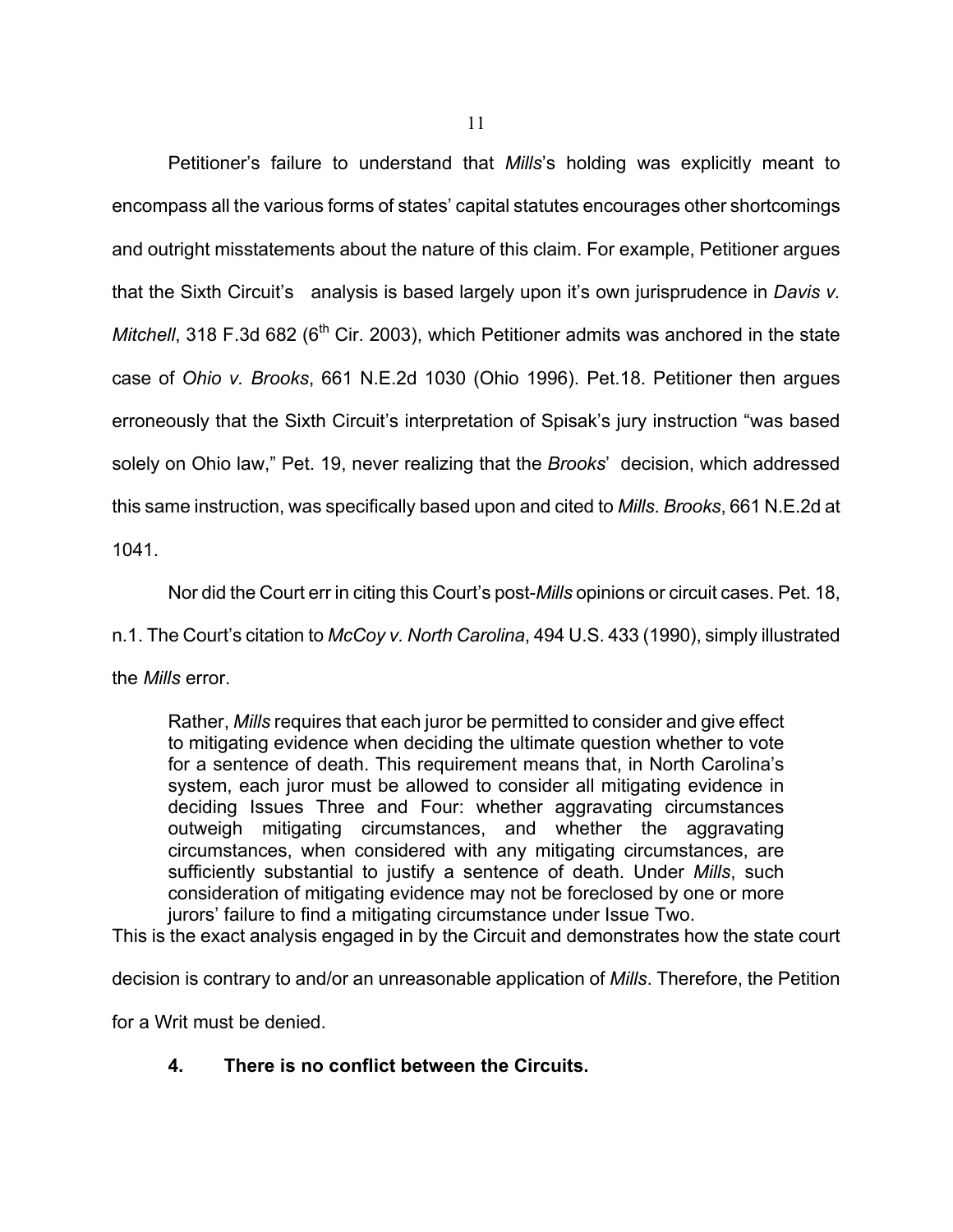Petitioner's failure to understand that *Mills*'s holding was explicitly meant to encompass all the various forms of states' capital statutes encourages other shortcomings and outright misstatements about the nature of this claim. For example, Petitioner argues that the Sixth Circuit's analysis is based largely upon it's own jurisprudence in *Davis v. Mitchell*, 318 F.3d 682 (6th Cir. 2003), which Petitioner admits was anchored in the state case of *Ohio v. Brooks*, 661 N.E.2d 1030 (Ohio 1996). Pet.18. Petitioner then argues erroneously that the Sixth Circuit's interpretation of Spisak's jury instruction "was based solely on Ohio law," Pet. 19, never realizing that the *Brooks*' decision, which addressed this same instruction, was specifically based upon and cited to *Mills*. *Brooks*, 661 N.E.2d at 1041.

Nor did the Court err in citing this Court's post-*Mills* opinions or circuit cases. Pet. 18, n.1. The Court's citation to *McCoy v. North Carolina*, 494 U.S. 433 (1990), simply illustrated the *Mills* error.

> Rather, *Mills* requires that each juror be permitted to consider and give effect to mitigating evidence when deciding the ultimate question whether to vote for a sentence of death. This requirement means that, in North Carolina's system, each juror must be allowed to consider all mitigating evidence in deciding Issues Three and Four: whether aggravating circumstances outweigh mitigating circumstances, and whether the aggravating circumstances, when considered with any mitigating circumstances, are sufficiently substantial to justify a sentence of death. Under *Mills*, such consideration of mitigating evidence may not be foreclosed by one or more jurors' failure to find a mitigating circumstance under Issue Two.

This is the exact analysis engaged in by the Circuit and demonstrates how the state court decision is contrary to and/or an unreasonable application of *Mills*. Therefore, the Petition for a Writ must be denied.

**4. There is no conflict between the Circuits.**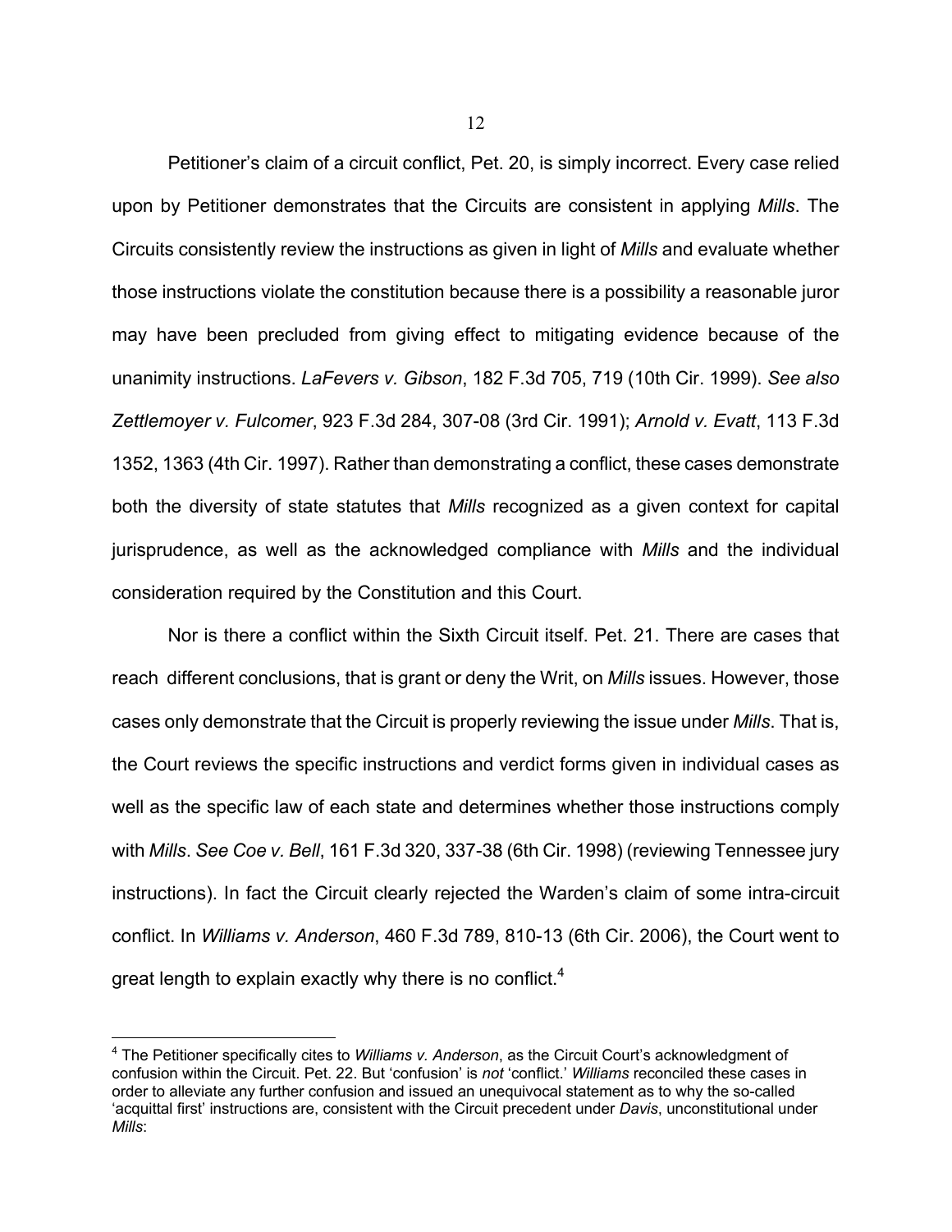Petitioner's claim of a circuit conflict, Pet. 20, is simply incorrect. Every case relied upon by Petitioner demonstrates that the Circuits are consistent in applying *Mills*. The Circuits consistently review the instructions as given in light of *Mills* and evaluate whether those instructions violate the constitution because there is a possibility a reasonable juror may have been precluded from giving effect to mitigating evidence because of the unanimity instructions. *LaFevers v. Gibson*, 182 F.3d 705, 719 (10th Cir. 1999). *See also Zettlemoyer v. Fulcomer*, 923 F.3d 284, 307-08 (3rd Cir. 1991); *Arnold v. Evatt*, 113 F.3d 1352, 1363 (4th Cir. 1997). Rather than demonstrating a conflict, these cases demonstrate both the diversity of state statutes that *Mills* recognized as a given context for capital jurisprudence, as well as the acknowledged compliance with *Mills* and the individual consideration required by the Constitution and this Court.

Nor is there a conflict within the Sixth Circuit itself. Pet. 21. There are cases that reach different conclusions, that is grant or deny the Writ, on *Mills* issues. However, those cases only demonstrate that the Circuit is properly reviewing the issue under *Mills*. That is, the Court reviews the specific instructions and verdict forms given in individual cases as well as the specific law of each state and determines whether those instructions comply with *Mills*. *See Coe v. Bell*, 161 F.3d 320, 337-38 (6th Cir. 1998) (reviewing Tennessee jury instructions). In fact the Circuit clearly rejected the Warden's claim of some intra-circuit conflict. In *Williams v. Anderson*, 460 F.3d 789, 810-13 (6th Cir. 2006), the Court went to great length to explain exactly why there is no conflict.[4]

---

[4] The Petitioner specifically cites to *Williams v. Anderson*, as the Circuit Court's acknowledgment of confusion within the Circuit. Pet. 22. But 'confusion' is *not* 'conflict.' *Williams* reconciled these cases in order to alleviate any further confusion and issued an unequivocal statement as to why the so-called 'acquittal first' instructions are, consistent with the Circuit precedent under *Davis*, unconstitutional under *Mills*: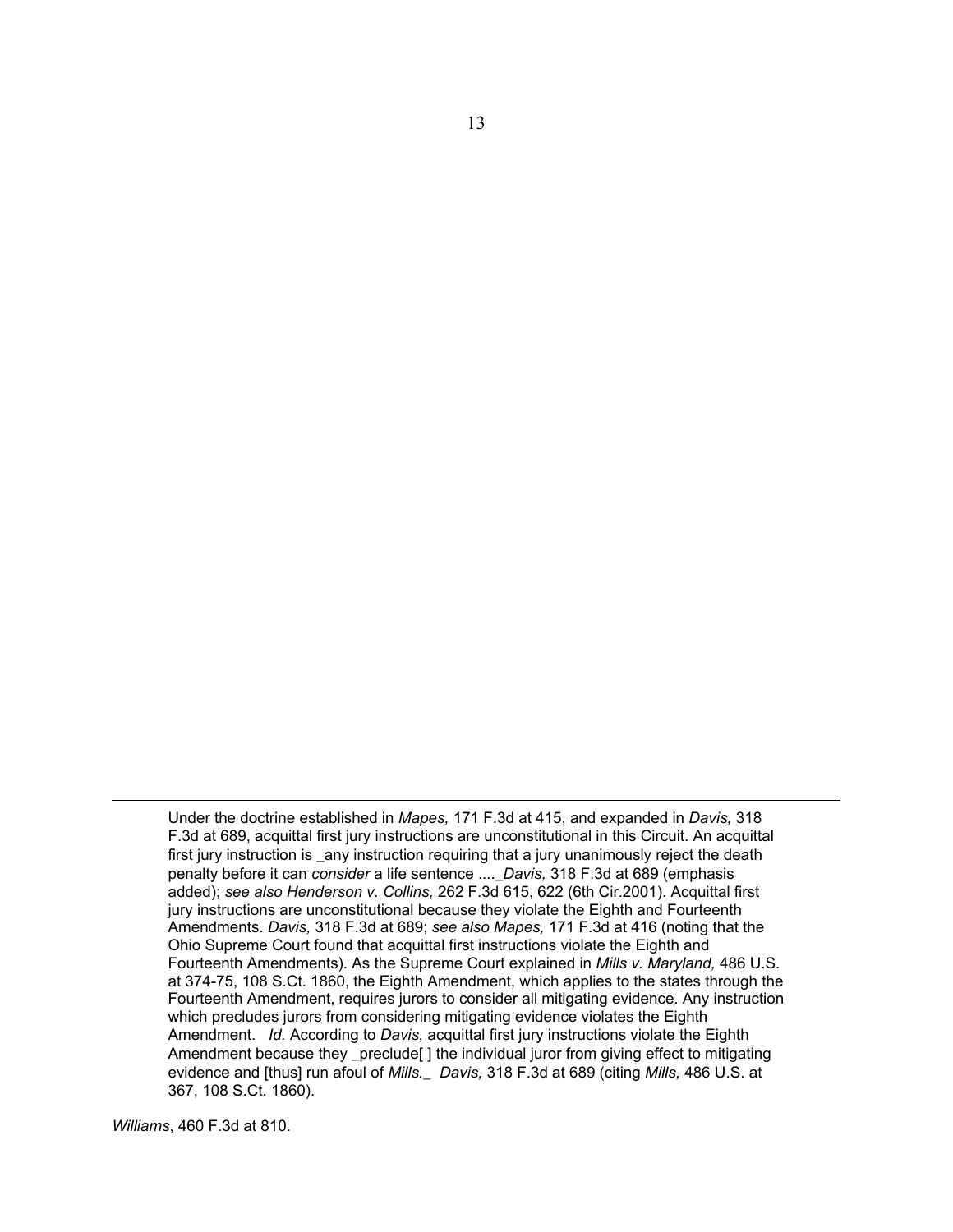Under the doctrine established in *Mapes,* 171 F.3d at 415, and expanded in *Davis,* 318 F.3d at 689, acquittal first jury instructions are unconstitutional in this Circuit. An acquittal first jury instruction is _any instruction requiring that a jury unanimously reject the death penalty before it can *consider* a life sentence ...._*Davis,* 318 F.3d at 689 (emphasis added); *see also Henderson v. Collins,* 262 F.3d 615, 622 (6th Cir.2001). Acquittal first jury instructions are unconstitutional because they violate the Eighth and Fourteenth Amendments. *Davis,* 318 F.3d at 689; *see also Mapes,* 171 F.3d at 416 (noting that the Ohio Supreme Court found that acquittal first instructions violate the Eighth and Fourteenth Amendments). As the Supreme Court explained in *Mills v. Maryland,* 486 U.S. at 374-75, 108 S.Ct. 1860, the Eighth Amendment, which applies to the states through the Fourteenth Amendment, requires jurors to consider all mitigating evidence. Any instruction which precludes jurors from considering mitigating evidence violates the Eighth Amendment. *Id.* According to *Davis,* acquittal first jury instructions violate the Eighth Amendment because they _preclude[ ] the individual juror from giving effect to mitigating evidence and [thus] run afoul of *Mills.*_ *Davis,* 318 F.3d at 689 (citing *Mills,* 486 U.S. at 367, 108 S.Ct. 1860).

*Williams*, 460 F.3d at 810.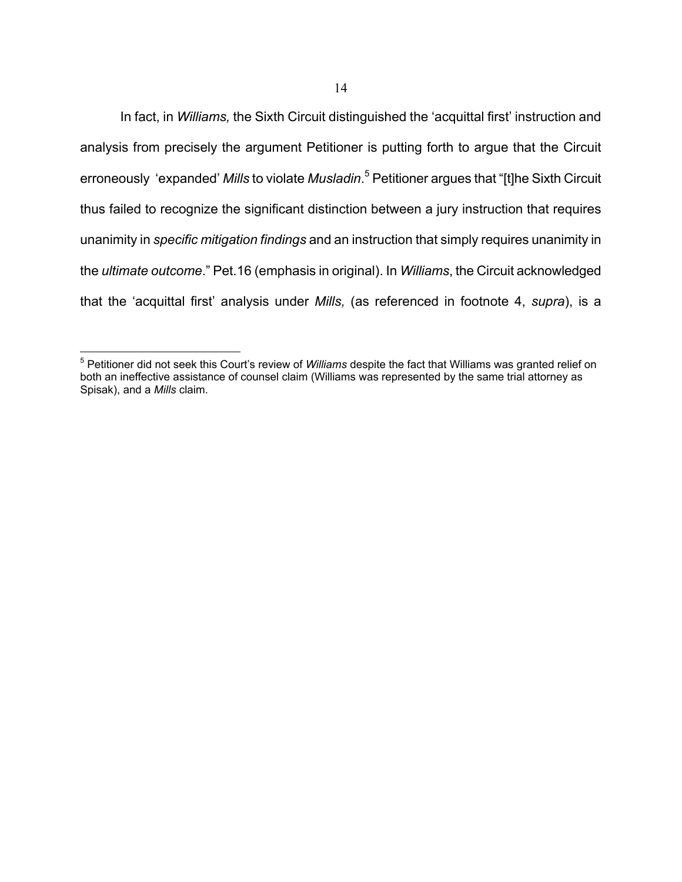In fact, in *Williams,* the Sixth Circuit distinguished the 'acquittal first' instruction and analysis from precisely the argument Petitioner is putting forth to argue that the Circuit erroneously 'expanded' *Mills* to violate *Musladin*.[5] Petitioner argues that "[t]he Sixth Circuit thus failed to recognize the significant distinction between a jury instruction that requires unanimity in *specific mitigation findings* and an instruction that simply requires unanimity in the *ultimate outcome*." Pet.16 (emphasis in original). In *Williams*, the Circuit acknowledged that the 'acquittal first' analysis under *Mills,* (as referenced in footnote 4, *supra*), is a

[5] Petitioner did not seek this Court's review of *Williams* despite the fact that Williams was granted relief on both an ineffective assistance of counsel claim (Williams was represented by the same trial attorney as Spisak), and a *Mills* claim.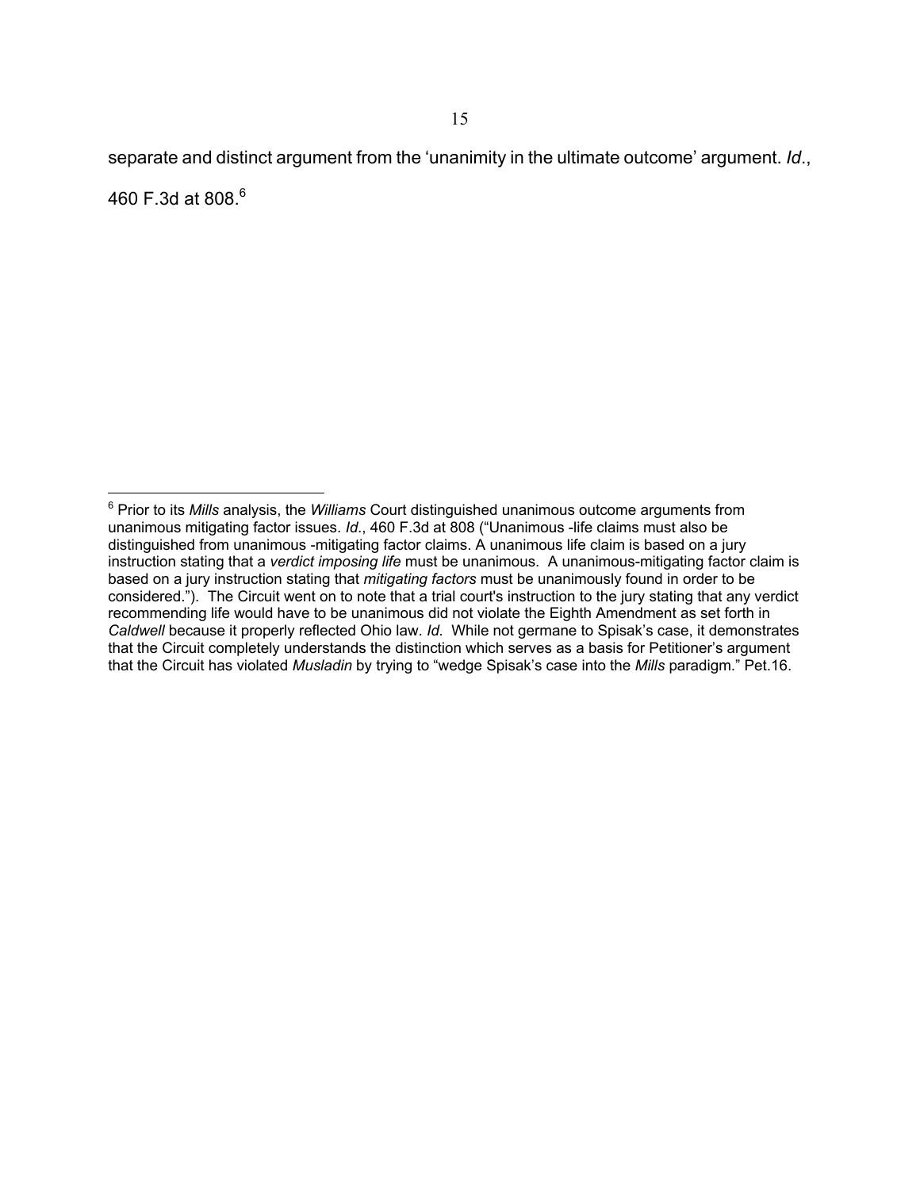separate and distinct argument from the 'unanimity in the ultimate outcome' argument. *Id*., 460 F.3d at 808.[6]

---

[6] Prior to its *Mills* analysis, the *Williams* Court distinguished unanimous outcome arguments from unanimous mitigating factor issues. *Id*., 460 F.3d at 808 ("Unanimous -life claims must also be distinguished from unanimous -mitigating factor claims. A unanimous life claim is based on a jury instruction stating that a *verdict imposing life* must be unanimous. A unanimous-mitigating factor claim is based on a jury instruction stating that *mitigating factors* must be unanimously found in order to be considered."). The Circuit went on to note that a trial court's instruction to the jury stating that any verdict recommending life would have to be unanimous did not violate the Eighth Amendment as set forth in *Caldwell* because it properly reflected Ohio law. *Id.* While not germane to Spisak's case, it demonstrates that the Circuit completely understands the distinction which serves as a basis for Petitioner's argument that the Circuit has violated *Musladin* by trying to "wedge Spisak's case into the *Mills* paradigm." Pet.16.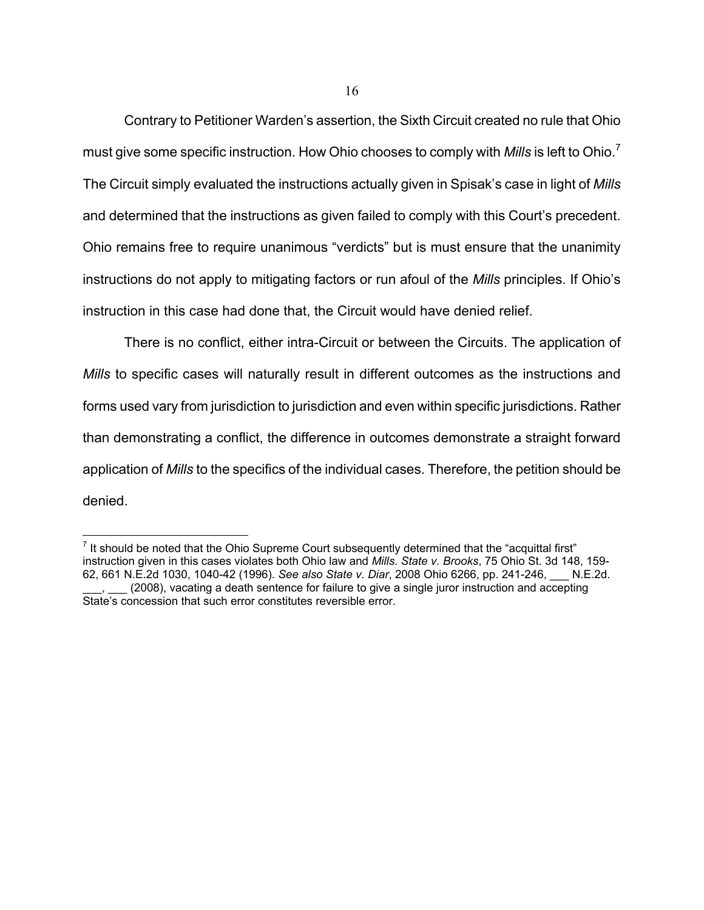Contrary to Petitioner Warden's assertion, the Sixth Circuit created no rule that Ohio must give some specific instruction. How Ohio chooses to comply with *Mills* is left to Ohio.[7] The Circuit simply evaluated the instructions actually given in Spisak's case in light of *Mills* and determined that the instructions as given failed to comply with this Court's precedent. Ohio remains free to require unanimous "verdicts" but is must ensure that the unanimity instructions do not apply to mitigating factors or run afoul of the *Mills* principles. If Ohio's instruction in this case had done that, the Circuit would have denied relief.

There is no conflict, either intra-Circuit or between the Circuits. The application of *Mills* to specific cases will naturally result in different outcomes as the instructions and forms used vary from jurisdiction to jurisdiction and even within specific jurisdictions. Rather than demonstrating a conflict, the difference in outcomes demonstrate a straight forward application of *Mills* to the specifics of the individual cases. Therefore, the petition should be denied.

---

[7] It should be noted that the Ohio Supreme Court subsequently determined that the "acquittal first" instruction given in this cases violates both Ohio law and *Mills*. *State v. Brooks*, 75 Ohio St. 3d 148, 159-62, 661 N.E.2d 1030, 1040-42 (1996). *See also State v. Diar*, 2008 Ohio 6266, pp. 241-246, ___ N.E.2d. ___, ___ (2008), vacating a death sentence for failure to give a single juror instruction and accepting State's concession that such error constitutes reversible error.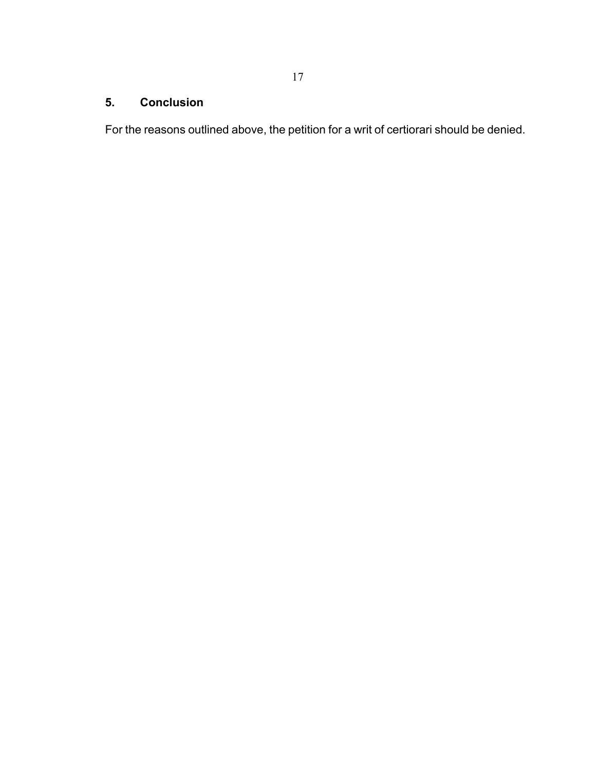## 5. Conclusion

For the reasons outlined above, the petition for a writ of certiorari should be denied.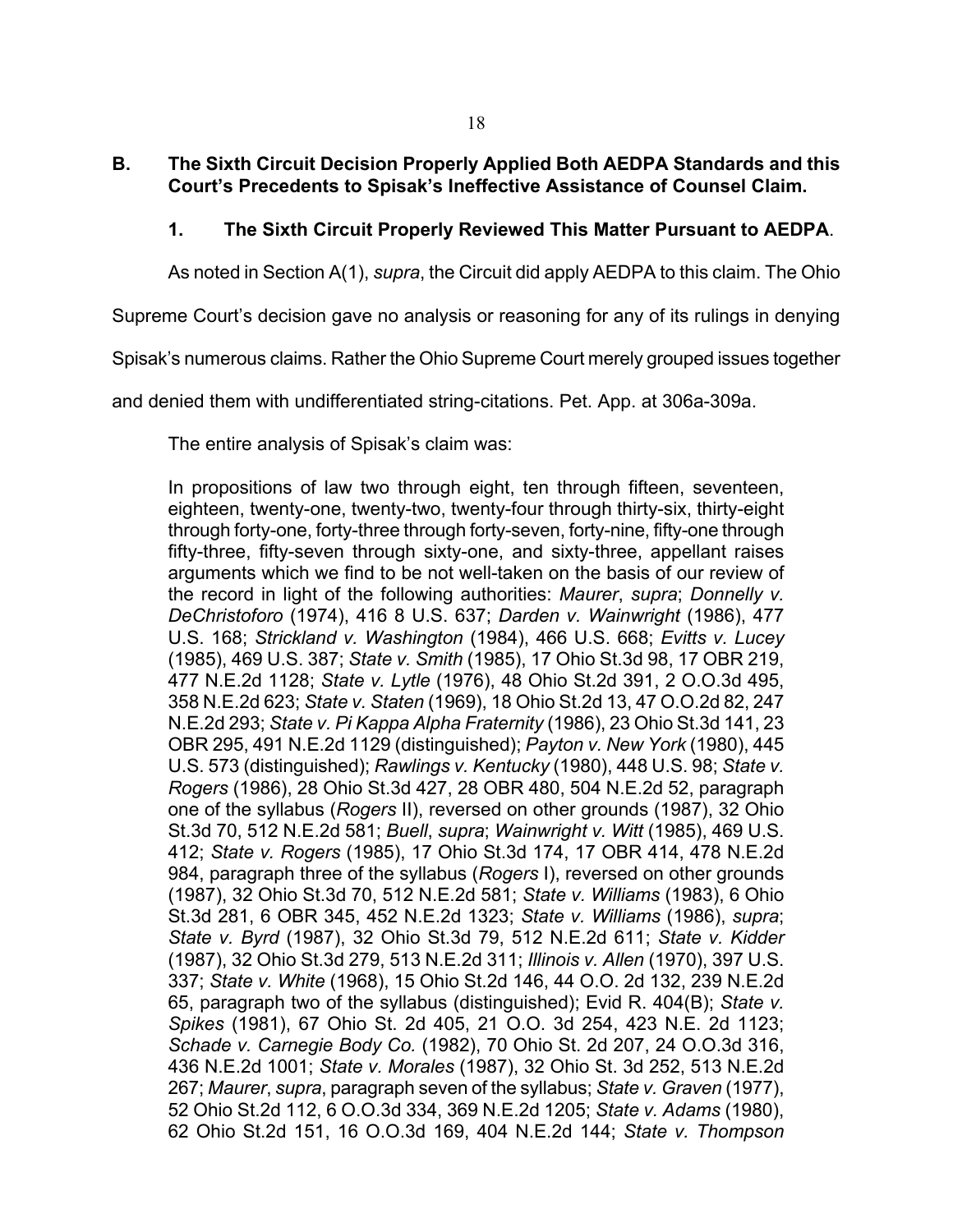## B. The Sixth Circuit Decision Properly Applied Both AEDPA Standards and this Court's Precedents to Spisak's Ineffective Assistance of Counsel Claim.

### 1. The Sixth Circuit Properly Reviewed This Matter Pursuant to AEDPA.

As noted in Section A(1), *supra*, the Circuit did apply AEDPA to this claim. The Ohio Supreme Court's decision gave no analysis or reasoning for any of its rulings in denying Spisak's numerous claims. Rather the Ohio Supreme Court merely grouped issues together and denied them with undifferentiated string-citations. Pet. App. at 306a-309a.

The entire analysis of Spisak's claim was:

> In propositions of law two through eight, ten through fifteen, seventeen, eighteen, twenty-one, twenty-two, twenty-four through thirty-six, thirty-eight through forty-one, forty-three through forty-seven, forty-nine, fifty-one through fifty-three, fifty-seven through sixty-one, and sixty-three, appellant raises arguments which we find to be not well-taken on the basis of our review of the record in light of the following authorities: *Maurer*, *supra*; *Donnelly v. DeChristoforo* (1974), 416 8 U.S. 637; *Darden v. Wainwright* (1986), 477 U.S. 168; *Strickland v. Washington* (1984), 466 U.S. 668; *Evitts v. Lucey* (1985), 469 U.S. 387; *State v. Smith* (1985), 17 Ohio St.3d 98, 17 OBR 219, 477 N.E.2d 1128; *State v. Lytle* (1976), 48 Ohio St.2d 391, 2 O.O.3d 495, 358 N.E.2d 623; *State v. Staten* (1969), 18 Ohio St.2d 13, 47 O.O.2d 82, 247 N.E.2d 293; *State v. Pi Kappa Alpha Fraternity* (1986), 23 Ohio St.3d 141, 23 OBR 295, 491 N.E.2d 1129 (distinguished); *Payton v. New York* (1980), 445 U.S. 573 (distinguished); *Rawlings v. Kentucky* (1980), 448 U.S. 98; *State v. Rogers* (1986), 28 Ohio St.3d 427, 28 OBR 480, 504 N.E.2d 52, paragraph one of the syllabus (*Rogers* II), reversed on other grounds (1987), 32 Ohio St.3d 70, 512 N.E.2d 581; *Buell*, *supra*; *Wainwright v. Witt* (1985), 469 U.S. 412; *State v. Rogers* (1985), 17 Ohio St.3d 174, 17 OBR 414, 478 N.E.2d 984, paragraph three of the syllabus (*Rogers* I), reversed on other grounds (1987), 32 Ohio St.3d 70, 512 N.E.2d 581; *State v. Williams* (1983), 6 Ohio St.3d 281, 6 OBR 345, 452 N.E.2d 1323; *State v. Williams* (1986), *supra*; *State v. Byrd* (1987), 32 Ohio St.3d 79, 512 N.E.2d 611; *State v. Kidder* (1987), 32 Ohio St.3d 279, 513 N.E.2d 311; *Illinois v. Allen* (1970), 397 U.S. 337; *State v. White* (1968), 15 Ohio St.2d 146, 44 O.O. 2d 132, 239 N.E.2d 65, paragraph two of the syllabus (distinguished); Evid R. 404(B); *State v. Spikes* (1981), 67 Ohio St. 2d 405, 21 O.O. 3d 254, 423 N.E. 2d 1123; *Schade v. Carnegie Body Co.* (1982), 70 Ohio St. 2d 207, 24 O.O.3d 316, 436 N.E.2d 1001; *State v. Morales* (1987), 32 Ohio St. 3d 252, 513 N.E.2d 267; *Maurer*, *supra*, paragraph seven of the syllabus; *State v. Graven* (1977), 52 Ohio St.2d 112, 6 O.O.3d 334, 369 N.E.2d 1205; *State v. Adams* (1980), 62 Ohio St.2d 151, 16 O.O.3d 169, 404 N.E.2d 144; *State v. Thompson*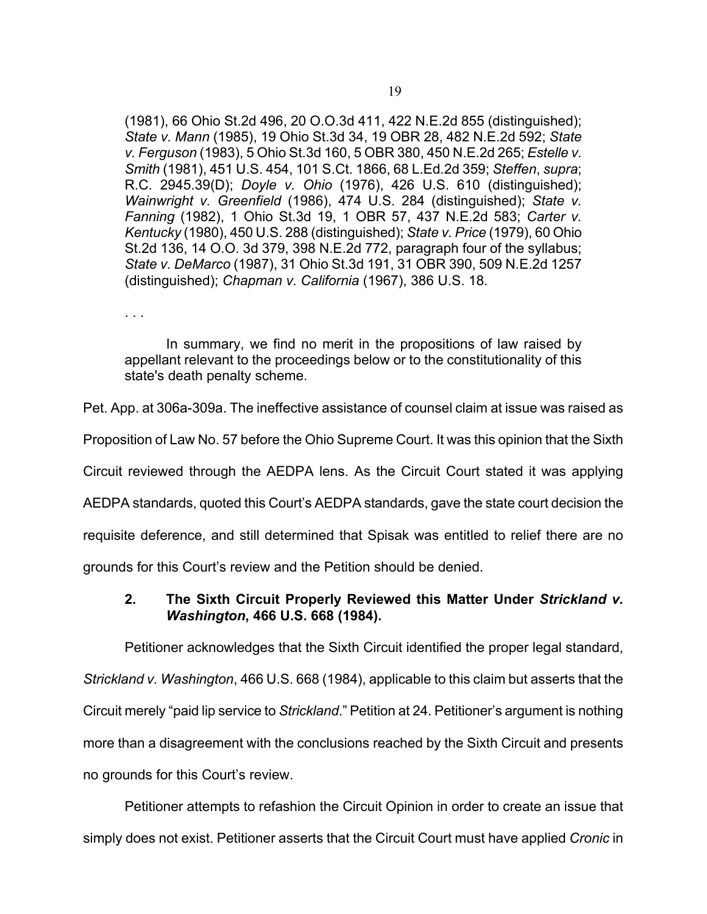(1981), 66 Ohio St.2d 496, 20 O.O.3d 411, 422 N.E.2d 855 (distinguished); *State v. Mann* (1985), 19 Ohio St.3d 34, 19 OBR 28, 482 N.E.2d 592; *State v. Ferguson* (1983), 5 Ohio St.3d 160, 5 OBR 380, 450 N.E.2d 265; *Estelle v. Smith* (1981), 451 U.S. 454, 101 S.Ct. 1866, 68 L.Ed.2d 359; *Steffen*, *supra*; R.C. 2945.39(D); *Doyle v. Ohio* (1976), 426 U.S. 610 (distinguished); *Wainwright v. Greenfield* (1986), 474 U.S. 284 (distinguished); *State v. Fanning* (1982), 1 Ohio St.3d 19, 1 OBR 57, 437 N.E.2d 583; *Carter v. Kentucky* (1980), 450 U.S. 288 (distinguished); *State v. Price* (1979), 60 Ohio St.2d 136, 14 O.O. 3d 379, 398 N.E.2d 772, paragraph four of the syllabus; *State v. DeMarco* (1987), 31 Ohio St.3d 191, 31 OBR 390, 509 N.E.2d 1257 (distinguished); *Chapman v. California* (1967), 386 U.S. 18.

. . .

In summary, we find no merit in the propositions of law raised by appellant relevant to the proceedings below or to the constitutionality of this state's death penalty scheme.

Pet. App. at 306a-309a. The ineffective assistance of counsel claim at issue was raised as Proposition of Law No. 57 before the Ohio Supreme Court. It was this opinion that the Sixth Circuit reviewed through the AEDPA lens. As the Circuit Court stated it was applying AEDPA standards, quoted this Court's AEDPA standards, gave the state court decision the requisite deference, and still determined that Spisak was entitled to relief there are no grounds for this Court's review and the Petition should be denied.

### 2. The Sixth Circuit Properly Reviewed this Matter Under *Strickland v. Washington*, 466 U.S. 668 (1984).

Petitioner acknowledges that the Sixth Circuit identified the proper legal standard, *Strickland v. Washington*, 466 U.S. 668 (1984), applicable to this claim but asserts that the Circuit merely "paid lip service to *Strickland*." Petition at 24. Petitioner's argument is nothing more than a disagreement with the conclusions reached by the Sixth Circuit and presents no grounds for this Court's review.

Petitioner attempts to refashion the Circuit Opinion in order to create an issue that simply does not exist. Petitioner asserts that the Circuit Court must have applied *Cronic* in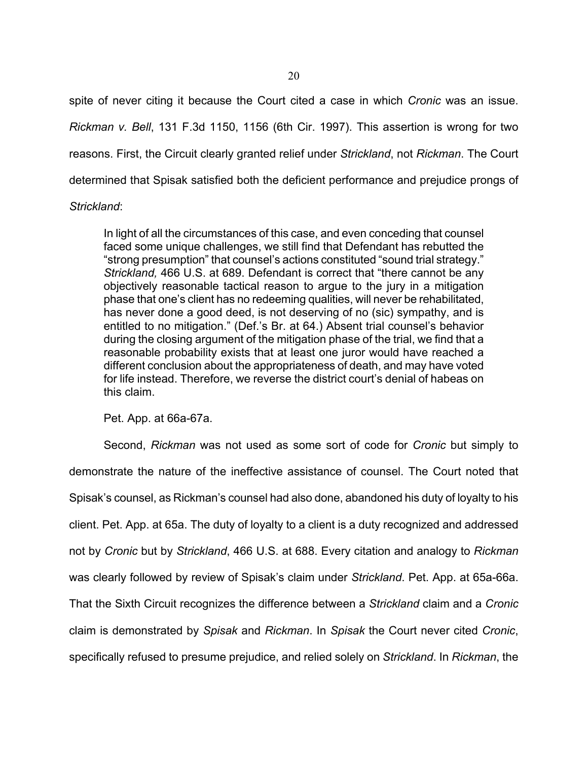spite of never citing it because the Court cited a case in which *Cronic* was an issue. *Rickman v. Bell*, 131 F.3d 1150, 1156 (6th Cir. 1997). This assertion is wrong for two reasons. First, the Circuit clearly granted relief under *Strickland*, not *Rickman*. The Court determined that Spisak satisfied both the deficient performance and prejudice prongs of *Strickland*:

> In light of all the circumstances of this case, and even conceding that counsel faced some unique challenges, we still find that Defendant has rebutted the "strong presumption" that counsel's actions constituted "sound trial strategy." *Strickland,* 466 U.S. at 689. Defendant is correct that "there cannot be any objectively reasonable tactical reason to argue to the jury in a mitigation phase that one's client has no redeeming qualities, will never be rehabilitated, has never done a good deed, is not deserving of no (sic) sympathy, and is entitled to no mitigation." (Def.'s Br. at 64.) Absent trial counsel's behavior during the closing argument of the mitigation phase of the trial, we find that a reasonable probability exists that at least one juror would have reached a different conclusion about the appropriateness of death, and may have voted for life instead. Therefore, we reverse the district court's denial of habeas on this claim.
>
> Pet. App. at 66a-67a.

Second, *Rickman* was not used as some sort of code for *Cronic* but simply to demonstrate the nature of the ineffective assistance of counsel. The Court noted that Spisak's counsel, as Rickman's counsel had also done, abandoned his duty of loyalty to his client. Pet. App. at 65a. The duty of loyalty to a client is a duty recognized and addressed not by *Cronic* but by *Strickland*, 466 U.S. at 688. Every citation and analogy to *Rickman* was clearly followed by review of Spisak's claim under *Strickland*. Pet. App. at 65a-66a. That the Sixth Circuit recognizes the difference between a *Strickland* claim and a *Cronic* claim is demonstrated by *Spisak* and *Rickman*. In *Spisak* the Court never cited *Cronic*, specifically refused to presume prejudice, and relied solely on *Strickland*. In *Rickman*, the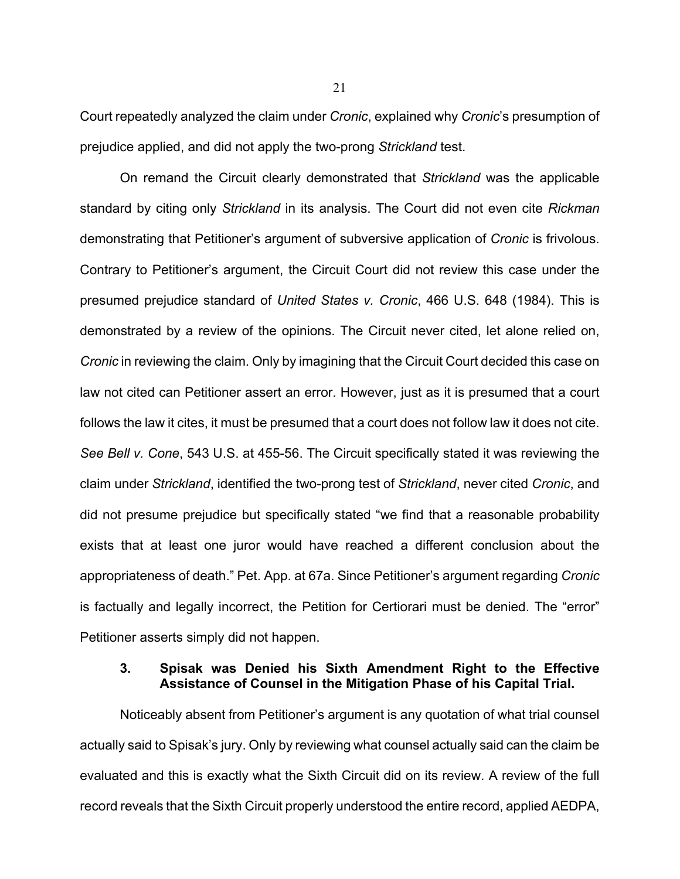Court repeatedly analyzed the claim under *Cronic*, explained why *Cronic*'s presumption of prejudice applied, and did not apply the two-prong *Strickland* test.

On remand the Circuit clearly demonstrated that *Strickland* was the applicable standard by citing only *Strickland* in its analysis. The Court did not even cite *Rickman* demonstrating that Petitioner's argument of subversive application of *Cronic* is frivolous. Contrary to Petitioner's argument, the Circuit Court did not review this case under the presumed prejudice standard of *United States v. Cronic*, 466 U.S. 648 (1984). This is demonstrated by a review of the opinions. The Circuit never cited, let alone relied on, *Cronic* in reviewing the claim. Only by imagining that the Circuit Court decided this case on law not cited can Petitioner assert an error. However, just as it is presumed that a court follows the law it cites, it must be presumed that a court does not follow law it does not cite. *See Bell v. Cone*, 543 U.S. at 455-56. The Circuit specifically stated it was reviewing the claim under *Strickland*, identified the two-prong test of *Strickland*, never cited *Cronic*, and did not presume prejudice but specifically stated "we find that a reasonable probability exists that at least one juror would have reached a different conclusion about the appropriateness of death." Pet. App. at 67a. Since Petitioner's argument regarding *Cronic* is factually and legally incorrect, the Petition for Certiorari must be denied. The "error" Petitioner asserts simply did not happen.

### 3. Spisak was Denied his Sixth Amendment Right to the Effective Assistance of Counsel in the Mitigation Phase of his Capital Trial.

Noticeably absent from Petitioner's argument is any quotation of what trial counsel actually said to Spisak's jury. Only by reviewing what counsel actually said can the claim be evaluated and this is exactly what the Sixth Circuit did on its review. A review of the full record reveals that the Sixth Circuit properly understood the entire record, applied AEDPA,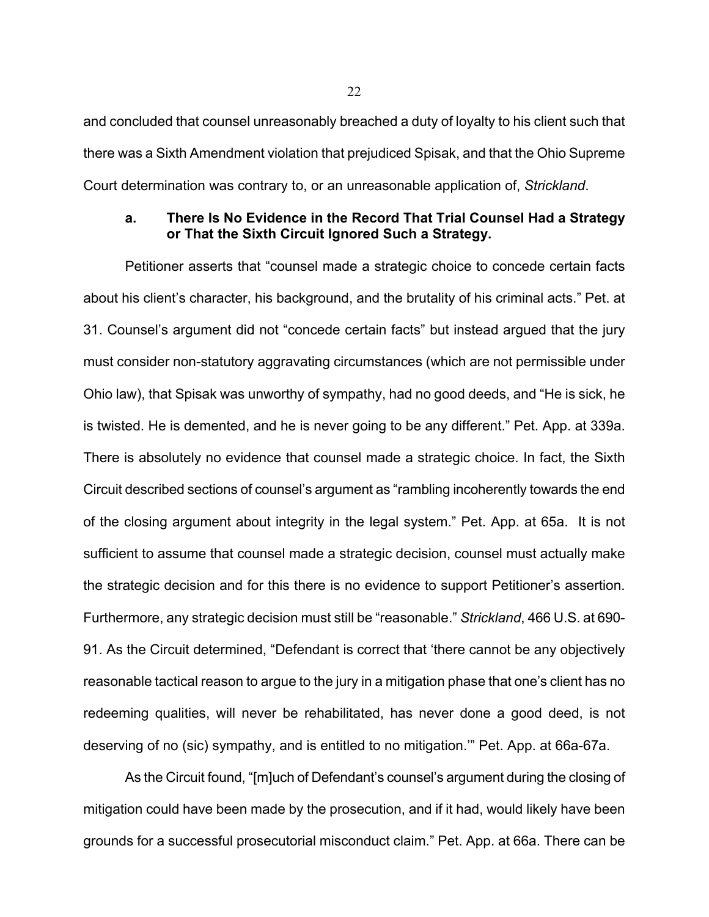and concluded that counsel unreasonably breached a duty of loyalty to his client such that there was a Sixth Amendment violation that prejudiced Spisak, and that the Ohio Supreme Court determination was contrary to, or an unreasonable application of, *Strickland*.

**a. There Is No Evidence in the Record That Trial Counsel Had a Strategy or That the Sixth Circuit Ignored Such a Strategy.**

Petitioner asserts that "counsel made a strategic choice to concede certain facts about his client's character, his background, and the brutality of his criminal acts." Pet. at 31. Counsel's argument did not "concede certain facts" but instead argued that the jury must consider non-statutory aggravating circumstances (which are not permissible under Ohio law), that Spisak was unworthy of sympathy, had no good deeds, and "He is sick, he is twisted. He is demented, and he is never going to be any different." Pet. App. at 339a. There is absolutely no evidence that counsel made a strategic choice. In fact, the Sixth Circuit described sections of counsel's argument as "rambling incoherently towards the end of the closing argument about integrity in the legal system." Pet. App. at 65a. It is not sufficient to assume that counsel made a strategic decision, counsel must actually make the strategic decision and for this there is no evidence to support Petitioner's assertion. Furthermore, any strategic decision must still be "reasonable." *Strickland*, 466 U.S. at 690-91. As the Circuit determined, "Defendant is correct that 'there cannot be any objectively reasonable tactical reason to argue to the jury in a mitigation phase that one's client has no redeeming qualities, will never be rehabilitated, has never done a good deed, is not deserving of no (sic) sympathy, and is entitled to no mitigation.'" Pet. App. at 66a-67a.

As the Circuit found, "[m]uch of Defendant's counsel's argument during the closing of mitigation could have been made by the prosecution, and if it had, would likely have been grounds for a successful prosecutorial misconduct claim." Pet. App. at 66a. There can be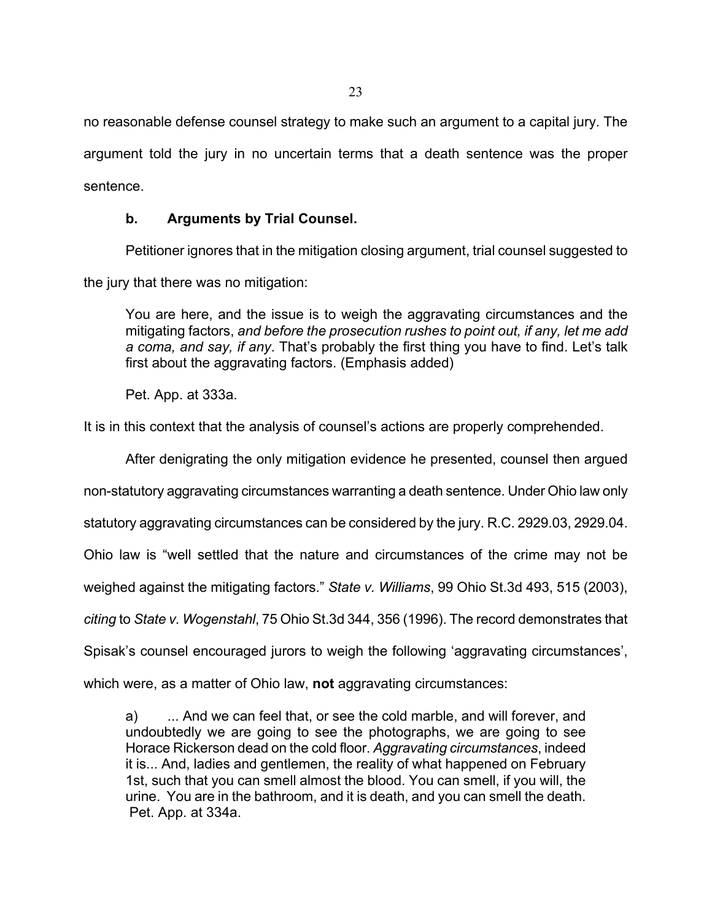no reasonable defense counsel strategy to make such an argument to a capital jury. The argument told the jury in no uncertain terms that a death sentence was the proper sentence.

### b. Arguments by Trial Counsel.

Petitioner ignores that in the mitigation closing argument, trial counsel suggested to the jury that there was no mitigation:

> You are here, and the issue is to weigh the aggravating circumstances and the mitigating factors, *and before the prosecution rushes to point out, if any, let me add a coma, and say, if any*. That's probably the first thing you have to find. Let's talk first about the aggravating factors. (Emphasis added)
>
> Pet. App. at 333a.

It is in this context that the analysis of counsel's actions are properly comprehended.

After denigrating the only mitigation evidence he presented, counsel then argued non-statutory aggravating circumstances warranting a death sentence. Under Ohio law only statutory aggravating circumstances can be considered by the jury. R.C. 2929.03, 2929.04. Ohio law is "well settled that the nature and circumstances of the crime may not be weighed against the mitigating factors." *State v. Williams*, 99 Ohio St.3d 493, 515 (2003), *citing* to *State v. Wogenstahl*, 75 Ohio St.3d 344, 356 (1996). The record demonstrates that Spisak's counsel encouraged jurors to weigh the following 'aggravating circumstances', which were, as a matter of Ohio law, **not** aggravating circumstances:

> a) ... And we can feel that, or see the cold marble, and will forever, and undoubtedly we are going to see the photographs, we are going to see Horace Rickerson dead on the cold floor. *Aggravating circumstances*, indeed it is... And, ladies and gentlemen, the reality of what happened on February 1st, such that you can smell almost the blood. You can smell, if you will, the urine. You are in the bathroom, and it is death, and you can smell the death. Pet. App. at 334a.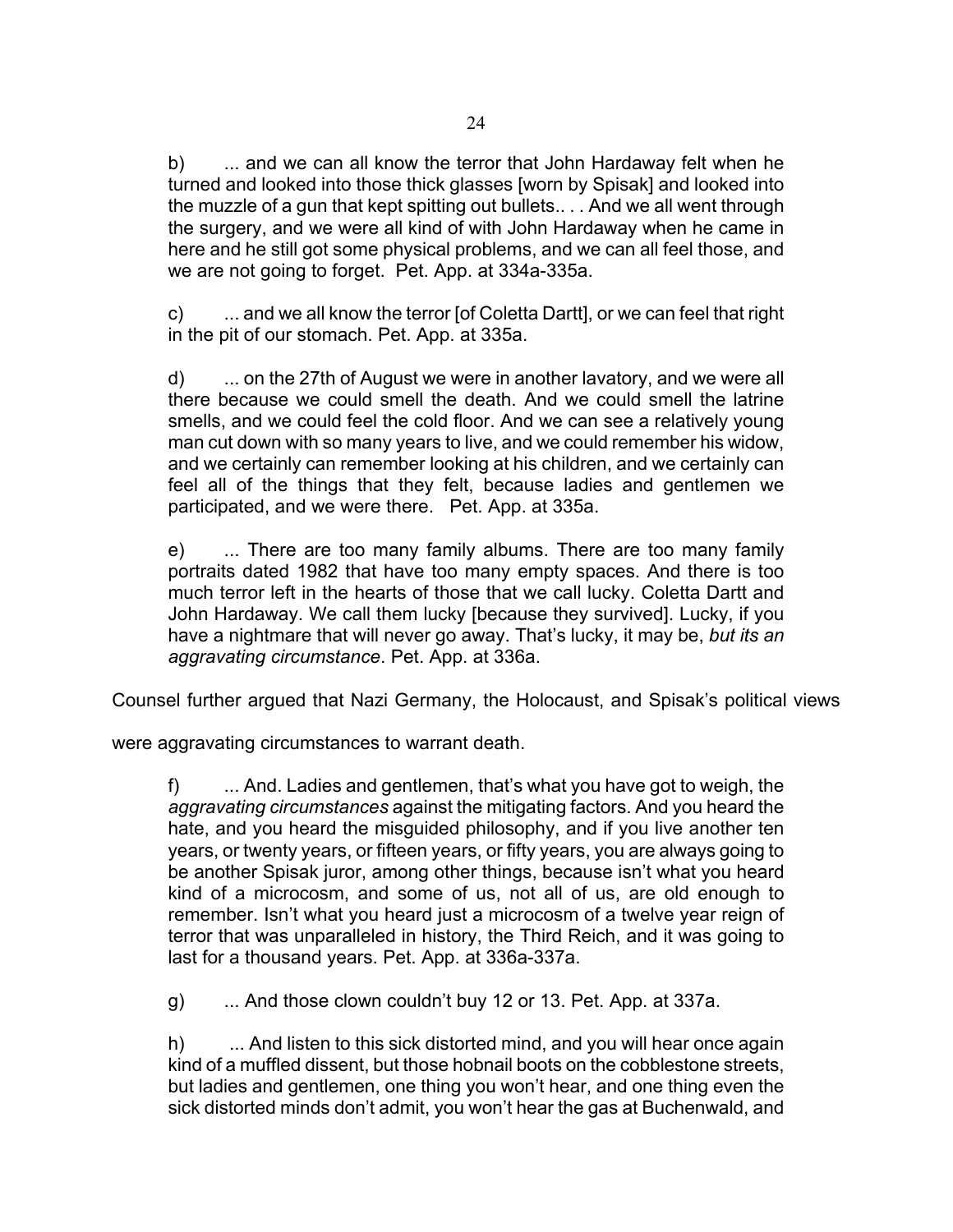b) ... and we can all know the terror that John Hardaway felt when he turned and looked into those thick glasses [worn by Spisak] and looked into the muzzle of a gun that kept spitting out bullets.. . . And we all went through the surgery, and we were all kind of with John Hardaway when he came in here and he still got some physical problems, and we can all feel those, and we are not going to forget. Pet. App. at 334a-335a.

c) ... and we all know the terror [of Coletta Dartt], or we can feel that right in the pit of our stomach. Pet. App. at 335a.

d) ... on the 27th of August we were in another lavatory, and we were all there because we could smell the death. And we could smell the latrine smells, and we could feel the cold floor. And we can see a relatively young man cut down with so many years to live, and we could remember his widow, and we certainly can remember looking at his children, and we certainly can feel all of the things that they felt, because ladies and gentlemen we participated, and we were there. Pet. App. at 335a.

e) ... There are too many family albums. There are too many family portraits dated 1982 that have too many empty spaces. And there is too much terror left in the hearts of those that we call lucky. Coletta Dartt and John Hardaway. We call them lucky [because they survived]. Lucky, if you have a nightmare that will never go away. That's lucky, it may be, *but its an aggravating circumstance*. Pet. App. at 336a.

Counsel further argued that Nazi Germany, the Holocaust, and Spisak's political views were aggravating circumstances to warrant death.

f) ... And. Ladies and gentlemen, that's what you have got to weigh, the *aggravating circumstances* against the mitigating factors. And you heard the hate, and you heard the misguided philosophy, and if you live another ten years, or twenty years, or fifteen years, or fifty years, you are always going to be another Spisak juror, among other things, because isn't what you heard kind of a microcosm, and some of us, not all of us, are old enough to remember. Isn't what you heard just a microcosm of a twelve year reign of terror that was unparalleled in history, the Third Reich, and it was going to last for a thousand years. Pet. App. at 336a-337a.

g) ... And those clown couldn't buy 12 or 13. Pet. App. at 337a.

h) ... And listen to this sick distorted mind, and you will hear once again kind of a muffled dissent, but those hobnail boots on the cobblestone streets, but ladies and gentlemen, one thing you won't hear, and one thing even the sick distorted minds don't admit, you won't hear the gas at Buchenwald, and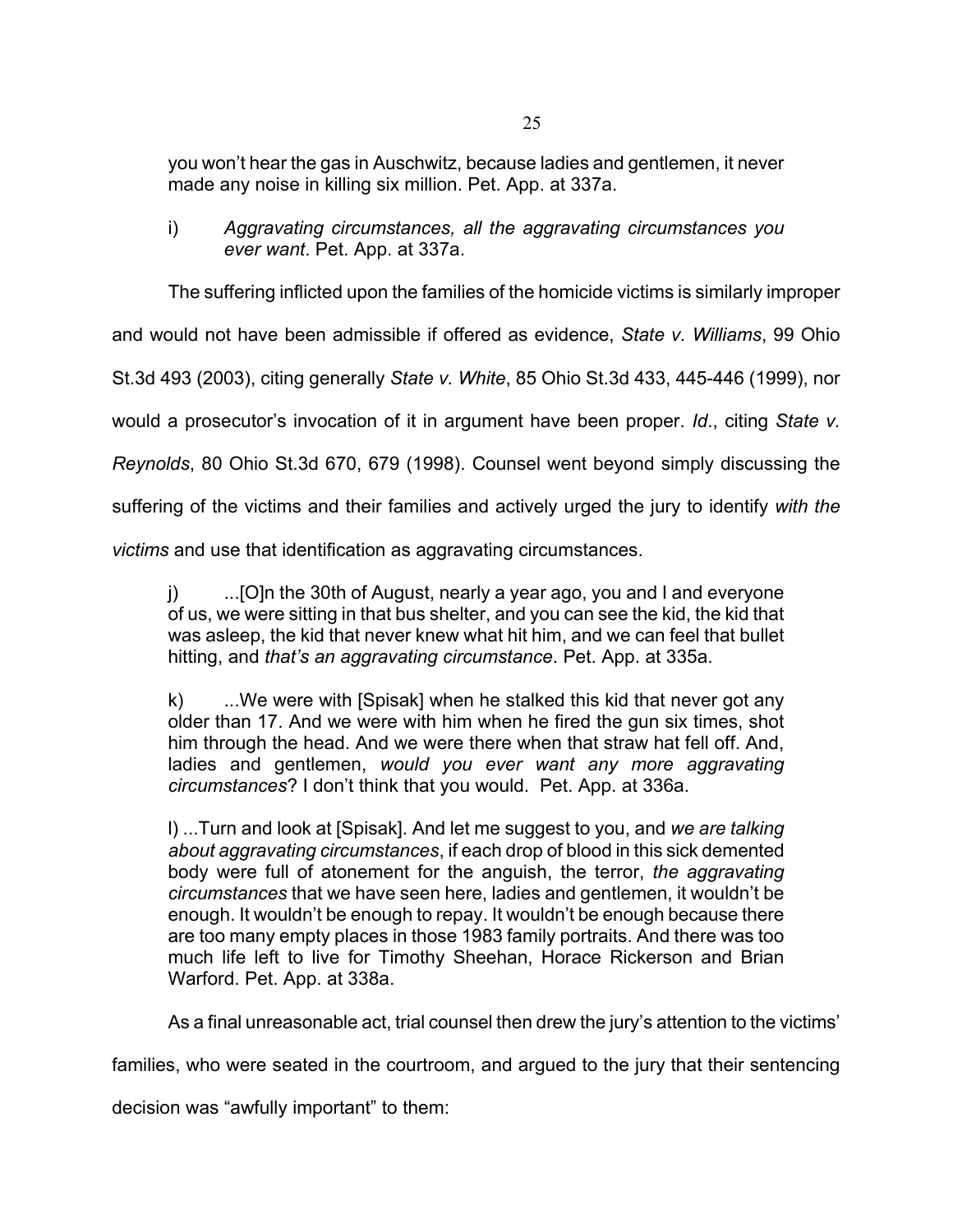> you won't hear the gas in Auschwitz, because ladies and gentlemen, it never made any noise in killing six million. Pet. App. at 337a.
>
> i) *Aggravating circumstances, all the aggravating circumstances you ever want*. Pet. App. at 337a.

The suffering inflicted upon the families of the homicide victims is similarly improper and would not have been admissible if offered as evidence, *State v. Williams*, 99 Ohio St.3d 493 (2003), citing generally *State v. White*, 85 Ohio St.3d 433, 445-446 (1999), nor would a prosecutor's invocation of it in argument have been proper. *Id*., citing *State v. Reynolds*, 80 Ohio St.3d 670, 679 (1998). Counsel went beyond simply discussing the suffering of the victims and their families and actively urged the jury to identify *with the victims* and use that identification as aggravating circumstances.

> j) ...[O]n the 30th of August, nearly a year ago, you and I and everyone of us, we were sitting in that bus shelter, and you can see the kid, the kid that was asleep, the kid that never knew what hit him, and we can feel that bullet hitting, and *that's an aggravating circumstance*. Pet. App. at 335a.
>
> k) ...We were with [Spisak] when he stalked this kid that never got any older than 17. And we were with him when he fired the gun six times, shot him through the head. And we were there when that straw hat fell off. And, ladies and gentlemen, *would you ever want any more aggravating circumstances*? I don't think that you would. Pet. App. at 336a.
>
> l) ...Turn and look at [Spisak]. And let me suggest to you, and *we are talking about aggravating circumstances*, if each drop of blood in this sick demented body were full of atonement for the anguish, the terror, *the aggravating circumstances* that we have seen here, ladies and gentlemen, it wouldn't be enough. It wouldn't be enough to repay. It wouldn't be enough because there are too many empty places in those 1983 family portraits. And there was too much life left to live for Timothy Sheehan, Horace Rickerson and Brian Warford. Pet. App. at 338a.

As a final unreasonable act, trial counsel then drew the jury's attention to the victims' families, who were seated in the courtroom, and argued to the jury that their sentencing decision was "awfully important" to them: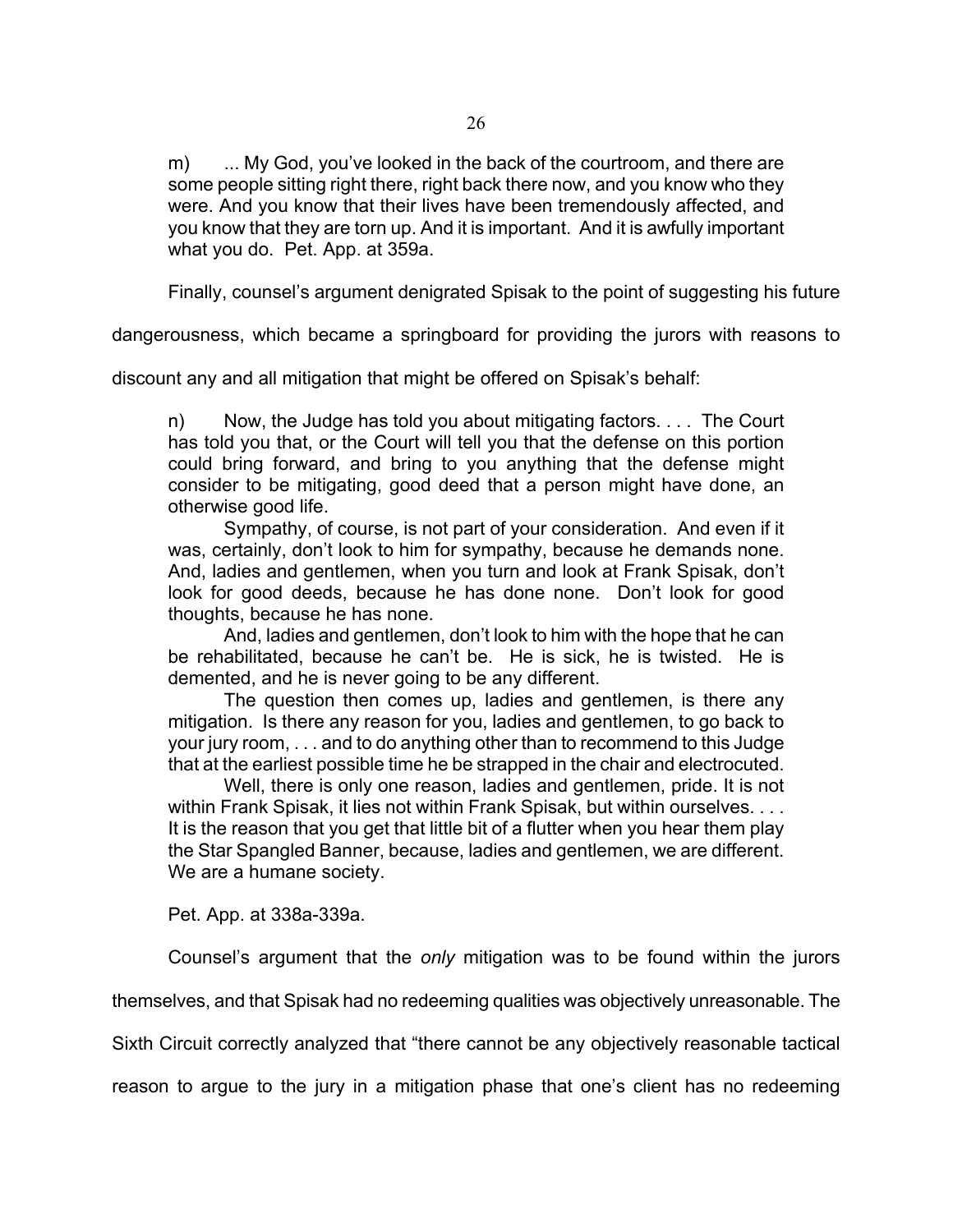m) ... My God, you've looked in the back of the courtroom, and there are some people sitting right there, right back there now, and you know who they were. And you know that their lives have been tremendously affected, and you know that they are torn up. And it is important. And it is awfully important what you do. Pet. App. at 359a.

Finally, counsel's argument denigrated Spisak to the point of suggesting his future dangerousness, which became a springboard for providing the jurors with reasons to discount any and all mitigation that might be offered on Spisak's behalf:

> n) Now, the Judge has told you about mitigating factors. . . . The Court has told you that, or the Court will tell you that the defense on this portion could bring forward, and bring to you anything that the defense might consider to be mitigating, good deed that a person might have done, an otherwise good life.
>
> Sympathy, of course, is not part of your consideration. And even if it was, certainly, don't look to him for sympathy, because he demands none. And, ladies and gentlemen, when you turn and look at Frank Spisak, don't look for good deeds, because he has done none. Don't look for good thoughts, because he has none.
>
> And, ladies and gentlemen, don't look to him with the hope that he can be rehabilitated, because he can't be. He is sick, he is twisted. He is demented, and he is never going to be any different.
>
> The question then comes up, ladies and gentlemen, is there any mitigation. Is there any reason for you, ladies and gentlemen, to go back to your jury room, . . . and to do anything other than to recommend to this Judge that at the earliest possible time he be strapped in the chair and electrocuted.
>
> Well, there is only one reason, ladies and gentlemen, pride. It is not within Frank Spisak, it lies not within Frank Spisak, but within ourselves. . . . It is the reason that you get that little bit of a flutter when you hear them play the Star Spangled Banner, because, ladies and gentlemen, we are different. We are a humane society.
>
> Pet. App. at 338a-339a.

Counsel's argument that the *only* mitigation was to be found within the jurors themselves, and that Spisak had no redeeming qualities was objectively unreasonable. The Sixth Circuit correctly analyzed that "there cannot be any objectively reasonable tactical reason to argue to the jury in a mitigation phase that one's client has no redeeming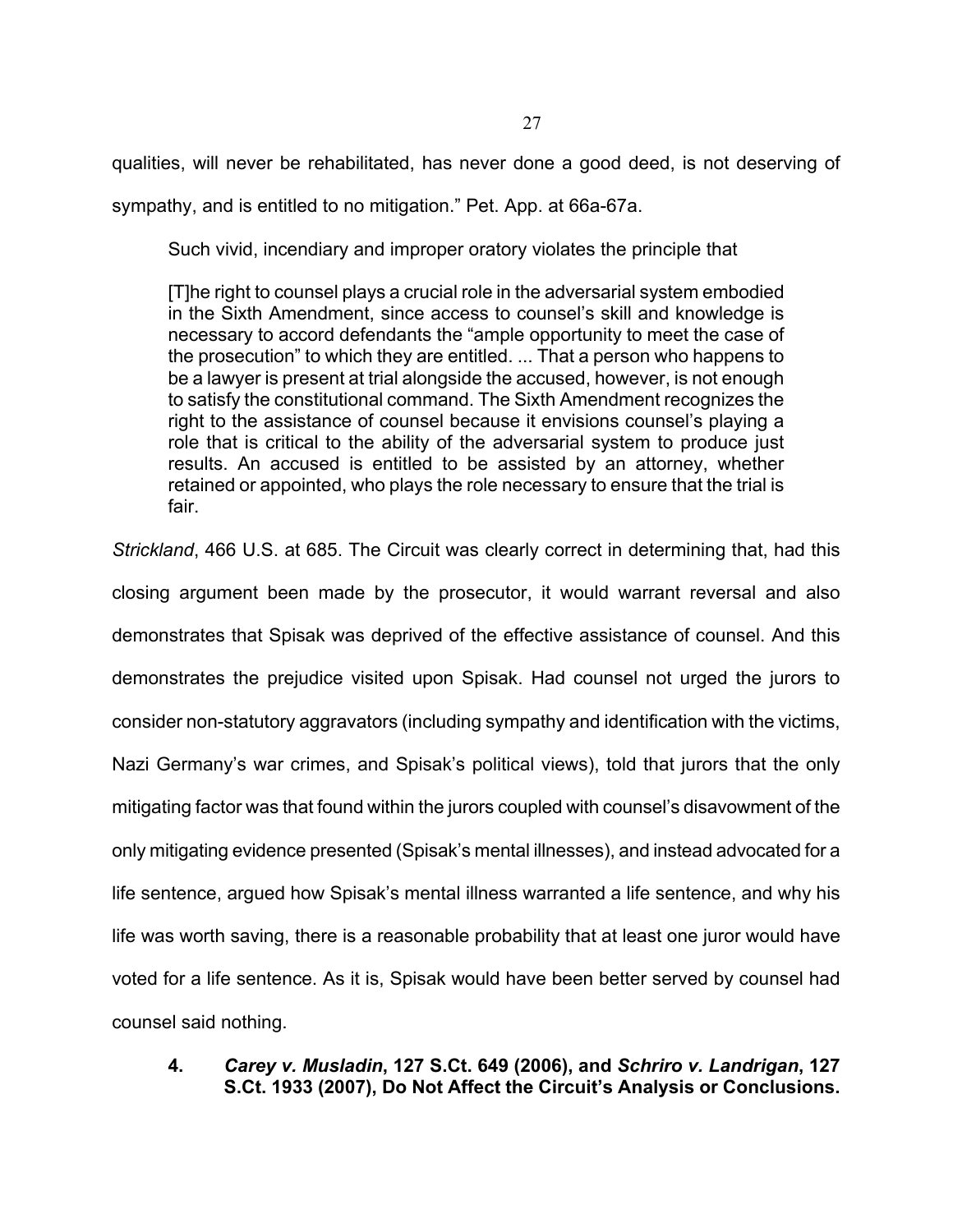qualities, will never be rehabilitated, has never done a good deed, is not deserving of sympathy, and is entitled to no mitigation." Pet. App. at 66a-67a.

Such vivid, incendiary and improper oratory violates the principle that

> [T]he right to counsel plays a crucial role in the adversarial system embodied in the Sixth Amendment, since access to counsel's skill and knowledge is necessary to accord defendants the "ample opportunity to meet the case of the prosecution" to which they are entitled. ... That a person who happens to be a lawyer is present at trial alongside the accused, however, is not enough to satisfy the constitutional command. The Sixth Amendment recognizes the right to the assistance of counsel because it envisions counsel's playing a role that is critical to the ability of the adversarial system to produce just results. An accused is entitled to be assisted by an attorney, whether retained or appointed, who plays the role necessary to ensure that the trial is fair.

*Strickland*, 466 U.S. at 685. The Circuit was clearly correct in determining that, had this closing argument been made by the prosecutor, it would warrant reversal and also demonstrates that Spisak was deprived of the effective assistance of counsel. And this demonstrates the prejudice visited upon Spisak. Had counsel not urged the jurors to consider non-statutory aggravators (including sympathy and identification with the victims, Nazi Germany's war crimes, and Spisak's political views), told that jurors that the only mitigating factor was that found within the jurors coupled with counsel's disavowment of the only mitigating evidence presented (Spisak's mental illnesses), and instead advocated for a life sentence, argued how Spisak's mental illness warranted a life sentence, and why his life was worth saving, there is a reasonable probability that at least one juror would have voted for a life sentence. As it is, Spisak would have been better served by counsel had counsel said nothing.

#### 4. *Carey v. Musladin*, 127 S.Ct. 649 (2006), and *Schriro v. Landrigan*, 127 S.Ct. 1933 (2007), Do Not Affect the Circuit's Analysis or Conclusions.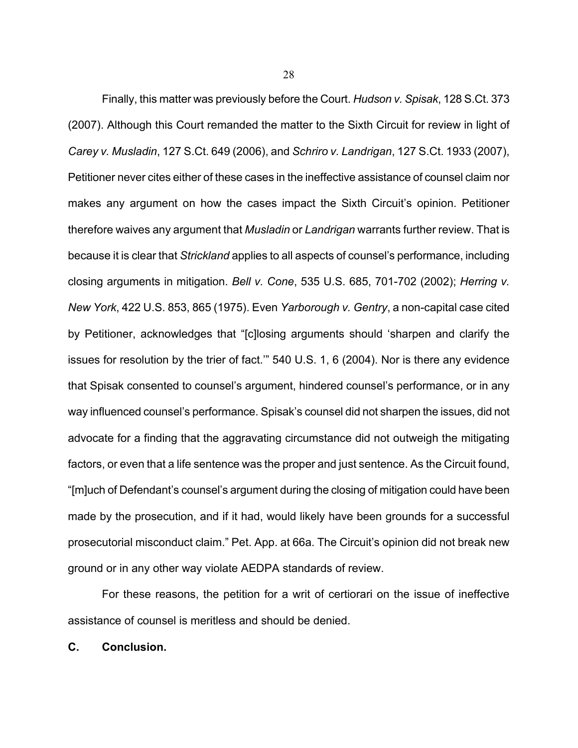Finally, this matter was previously before the Court. *Hudson v. Spisak*, 128 S.Ct. 373 (2007). Although this Court remanded the matter to the Sixth Circuit for review in light of *Carey v. Musladin*, 127 S.Ct. 649 (2006), and *Schriro v. Landrigan*, 127 S.Ct. 1933 (2007), Petitioner never cites either of these cases in the ineffective assistance of counsel claim nor makes any argument on how the cases impact the Sixth Circuit's opinion. Petitioner therefore waives any argument that *Musladin* or *Landrigan* warrants further review. That is because it is clear that *Strickland* applies to all aspects of counsel's performance, including closing arguments in mitigation. *Bell v. Cone*, 535 U.S. 685, 701-702 (2002); *Herring v. New York*, 422 U.S. 853, 865 (1975). Even *Yarborough v. Gentry*, a non-capital case cited by Petitioner, acknowledges that "[c]losing arguments should 'sharpen and clarify the issues for resolution by the trier of fact.'" 540 U.S. 1, 6 (2004). Nor is there any evidence that Spisak consented to counsel's argument, hindered counsel's performance, or in any way influenced counsel's performance. Spisak's counsel did not sharpen the issues, did not advocate for a finding that the aggravating circumstance did not outweigh the mitigating factors, or even that a life sentence was the proper and just sentence. As the Circuit found, "[m]uch of Defendant's counsel's argument during the closing of mitigation could have been made by the prosecution, and if it had, would likely have been grounds for a successful prosecutorial misconduct claim." Pet. App. at 66a. The Circuit's opinion did not break new ground or in any other way violate AEDPA standards of review.

For these reasons, the petition for a writ of certiorari on the issue of ineffective assistance of counsel is meritless and should be denied.

**C. Conclusion.**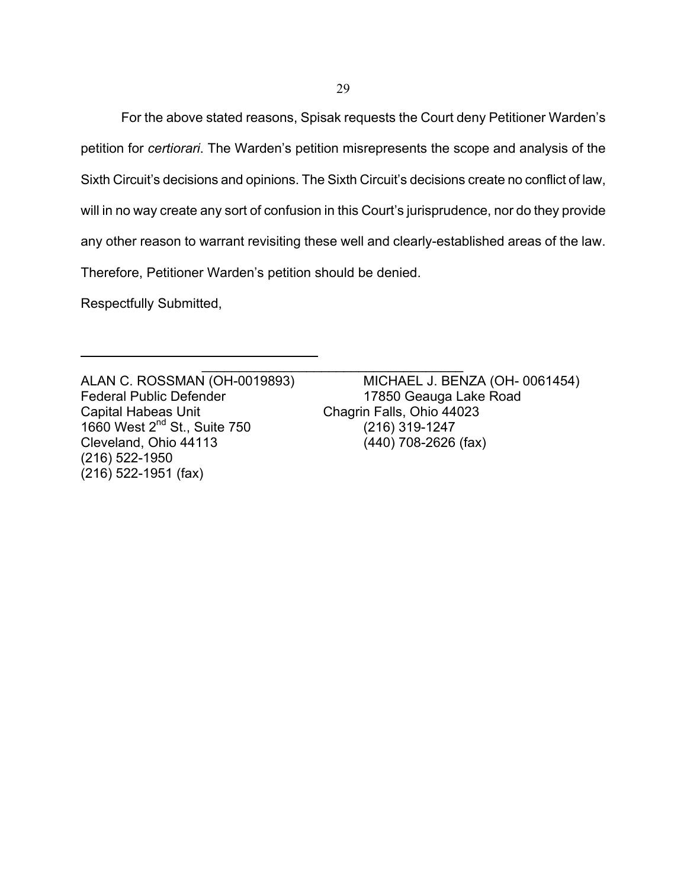For the above stated reasons, Spisak requests the Court deny Petitioner Warden's petition for *certiorari*. The Warden's petition misrepresents the scope and analysis of the Sixth Circuit's decisions and opinions. The Sixth Circuit's decisions create no conflict of law, will in no way create any sort of confusion in this Court's jurisprudence, nor do they provide any other reason to warrant revisiting these well and clearly-established areas of the law. Therefore, Petitioner Warden's petition should be denied.

Respectfully Submitted,

ALAN C. ROSSMAN (OH-0019893)
Federal Public Defender
Capital Habeas Unit
1660 West 2nd St., Suite 750
Cleveland, Ohio 44113
(216) 522-1950
(216) 522-1951 (fax)

MICHAEL J. BENZA (OH- 0061454)
17850 Geauga Lake Road
Chagrin Falls, Ohio 44023
(216) 319-1247
(440) 708-2626 (fax)